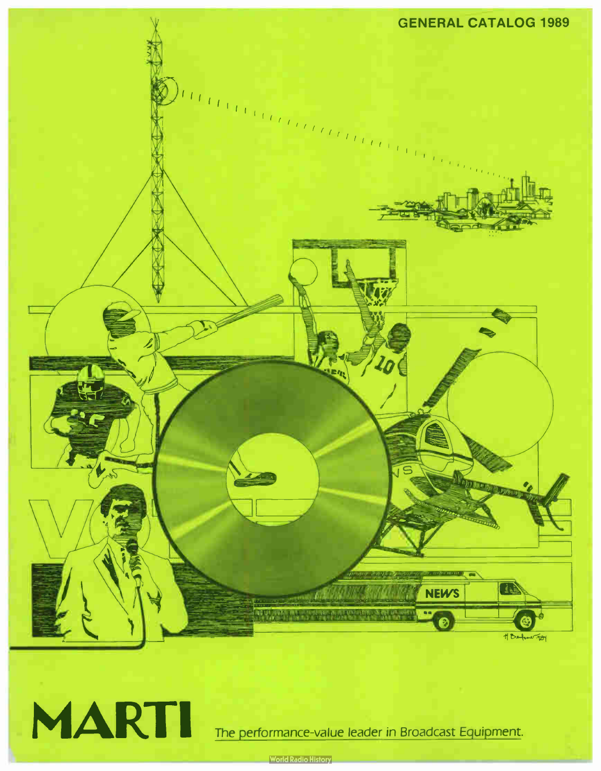GENERAL CATALOG 1989

# MARTI

The performance-value leader in Broadcast Equipment.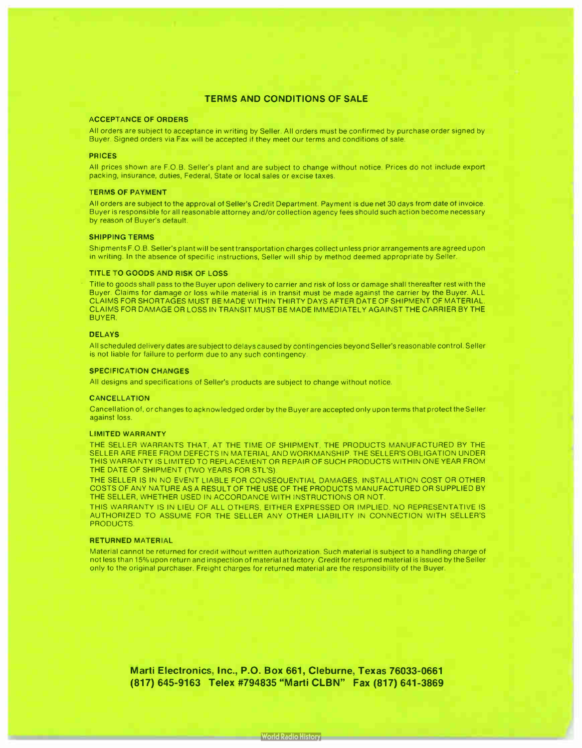# TERMS AND CONDITIONS OF SALE

### ACCEPTANCE OF ORDERS

All orders are subject to acceptance in writing by Seller. All orders must be confirmed by purchase order signed by Buyer. Signed orders via Fax will be accepted if they meet our terms and conditions of sale.

### PRICES

All prices shown are F.O.B. Seller's plant and are subject to change without notice. Prices do not include export packing, insurance, duties, Federal, State or local sales or excise taxes.

### TERMS OF PAYMENT

All orders are subject to the approval of Seller's Credit Department. Payment is due net 30 days from date of invoice. Buyer is responsible for all reasonable attorney and/or collection agency fees should such action become necessary by reason of Buyer's default.

### SHIPPING TERMS

Shipments F.O.B. Seller's plant will be sent transportation charges collect unless prior arrangements are agreed upon in writing. In the absence of specific instructions, Seller will ship by method deemed appropriate by Seller.

### TITLE TO GOODS AND RISK OF LOSS

Title to goods shall pass to the Buyer upon delivery to carrier and risk of loss or damage shall thereafter rest with the Buyer. Claims for damage or loss while material is in transit must be made against the carrier by the Buyer. ALL CLAIMS FOR SHORTAGES MUST BE MADE WITHIN THIRTY DAYS AFTER DATE OF SHIPMENT OF MATERIAL. CLAIMS FOR DAMAGE OR LOSS IN TRANSIT MUST BE MADE IMMEDIATELY AGAINST THE CARRIER BY THE BUYER.

### DELAYS

All scheduled delivery dates are subject to delays caused by contingencies beyond Seller's reasonable control. Seller is not liable for failure to perform due to any such contingency.

### SPECIFICATION CHANGES

All designs and specifications of Seller's products are subject to change without notice.

### CANCELLATION

Cancellation of, or changes to acknowledged order by the Buyer are accepted only upon terms that protect the Seller against loss.

### LIMITED WARRANTY

THE SELLER WARRANTS THAT, AT THE TIME OF SHIPMENT, THE PRODUCTS MANUFACTURED BY THE SELLER ARE FREE FROM DEFECTS IN MATERIAL AND WORKMANSHIP. THE SELLER'S OBLIGATION UNDER THIS WARRANTY IS LIMITED TO REPLACEMENT OR REPAIR OF SUCH PRODUCTS WITHIN ONE YEAR FROM THE DATE OF SHIPMENT (TWO YEARS FOR STL'S).

THE SELLER IS IN NO EVENT LIABLE FOR CONSEQUENTIAL DAMAGES, INSTALLATION COST OR OTHER COSTS OF ANY NATURE AS A RESULT OF THE USE OF THE PRODUCTS MANUFACTURED OR SUPPLIED BY THE SELLER, WHETHER USED IN ACCORDANCE WITH INSTRUCTIONS OR NOT.

THIS WARRANTY IS IN LIEU OF ALL OTHERS, EITHER EXPRESSED OR IMPLIED. NO REPRESENTATIVE IS AUTHORIZED TO ASSUME FOR THE SELLER ANY OTHER LIABILITY IN CONNECTION WITH SELLER'S PRODUCTS.

### RETURNED MATERIAL

Material cannot be returned for credit without written authorization. Such material is subject to a handling charge of not less than 15% upon return and inspection of material at factory. Credit for returned material is issued by the Seller only to the original purchaser. Freight charges for returned material are the responsibility of the Buyer.

**Marti Electronics, Inc., P.O. Box 661, Cleburne, Texas 76033-0661**
**(817) 645-9163 Telex #794835 "Marti CLBN" Fax (817) 641-3869**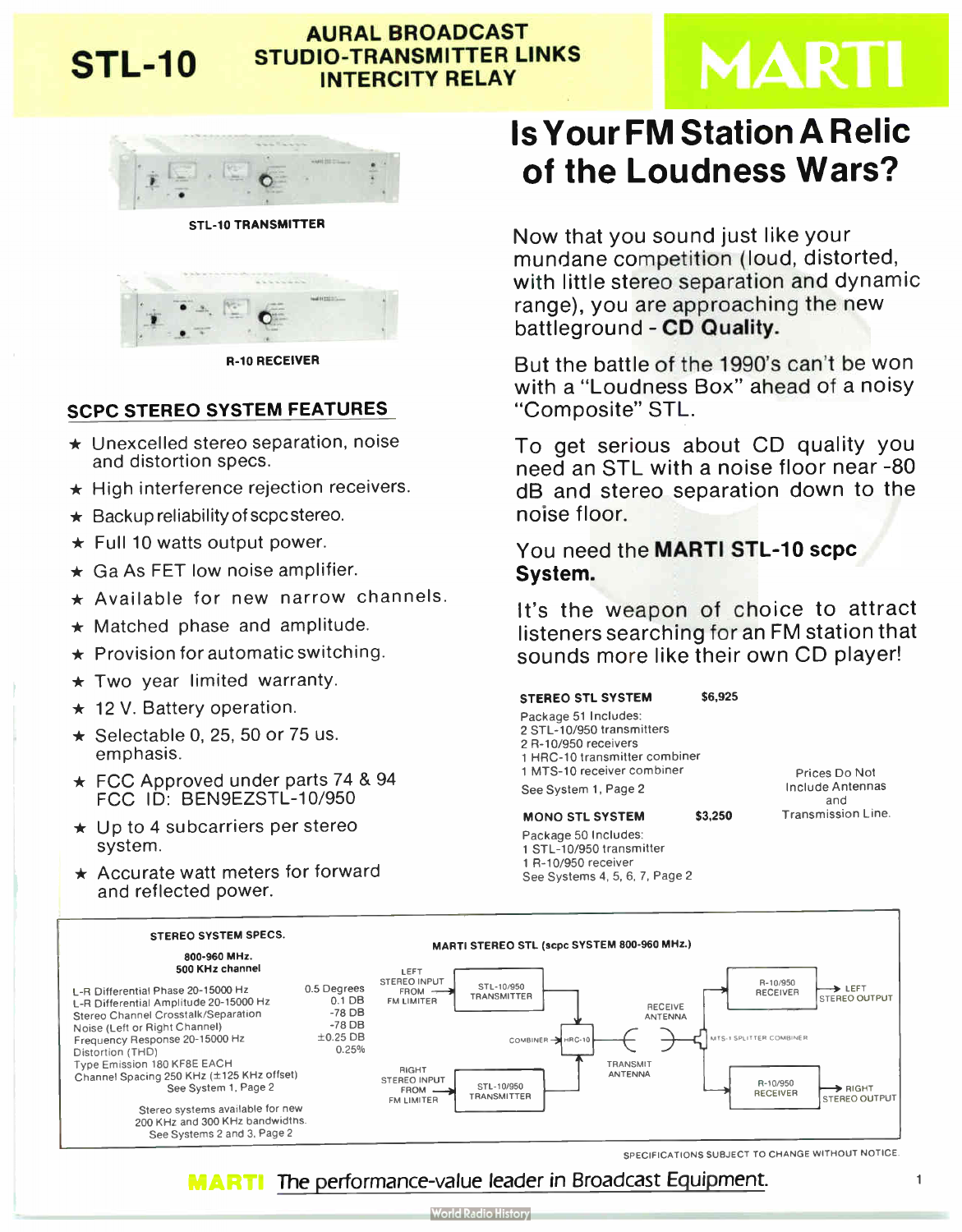# STL-10

## AURAL BROADCAST STUDIO-TRANSMITTER LINKS INTERCITY RELAY

**MARTI**

STL-10 TRANSMITTER

R-10 RECEIVER

# Is Your FM Station A Relic of the Loudness Wars?

Now that you sound just like your mundane competition (loud, distorted, with little stereo separation and dynamic range), you are approaching the new battleground - **CD Quality.**

But the battle of the 1990's can't be won with a "Loudness Box" ahead of a noisy "Composite" STL.

To get serious about CD quality you need an STL with a noise floor near -80 dB and stereo separation down to the noise floor.

You need the **MARTI STL-10 scpc System.**

It's the weapon of choice to attract listeners searching for an FM station that sounds more like their own CD player!

## SCPC STEREO SYSTEM FEATURES

- ★ Unexcelled stereo separation, noise and distortion specs.
- ★ High interference rejection receivers.
- ★ Backup reliability of scpc stereo.
- ★ Full 10 watts output power.
- ★ Ga As FET low noise amplifier.
- ★ Available for new narrow channels.
- ★ Matched phase and amplitude.
- ★ Provision for automatic switching.
- ★ Two year limited warranty.
- ★ 12 V. Battery operation.
- ★ Selectable 0, 25, 50 or 75 us. emphasis.
- ★ FCC Approved under parts 74 & 94 FCC ID: BEN9EZSTL-10/950
- ★ Up to 4 subcarriers per stereo system.
- ★ Accurate watt meters for forward and reflected power.

**STEREO STL SYSTEM** **$6,925**

Package 51 Includes:
2 STL-10/950 transmitters
2 R-10/950 receivers
1 HRC-10 transmitter combiner
1 MTS-10 receiver combiner
See System 1, Page 2

**MONO STL SYSTEM** **$3,250**

Package 50 Includes:
1 STL-10/950 transmitter
1 R-10/950 receiver
See Systems 4, 5, 6, 7, Page 2

Prices Do Not Include Antennas and Transmission Line.

### STEREO SYSTEM SPECS.

**800-960 MHz.**
**500 KHz channel**

| Specification | Value |
|---|---|
| L-R Differential Phase 20-15000 Hz | 0.5 Degrees |
| L-R Differential Amplitude 20-15000 Hz | 0.1 DB |
| Stereo Channel Crosstalk/Separation | -78 DB |
| Noise (Left or Right Channel) | -78 DB |
| Frequency Response 20-15000 Hz | ±0.25 DB |
| Distortion (THD) | 0.25% |
| Type Emission 180 KF8E EACH | |
| Channel Spacing 250 KHz (±125 KHz offset) | |

See System 1, Page 2

Stereo systems available for new 200 KHz and 300 KHz bandwidths.
See Systems 2 and 3, Page 2

### MARTI STEREO STL (scpc SYSTEM 800-960 MHz.)

LEFT STEREO INPUT FROM FM LIMITER → STL-10/950 TRANSMITTER → COMBINER HRC-10 → TRANSMIT ANTENNA
RIGHT STEREO INPUT FROM FM LIMITER → STL-10/950 TRANSMITTER → COMBINER HRC-10

RECEIVE ANTENNA → MTS-1 SPLITTER COMBINER → R-10/950 RECEIVER → LEFT STEREO OUTPUT
MTS-1 SPLITTER COMBINER → R-10/950 RECEIVER → RIGHT STEREO OUTPUT

SPECIFICATIONS SUBJECT TO CHANGE WITHOUT NOTICE.

**MARTI** The performance-value leader in Broadcast Equipment.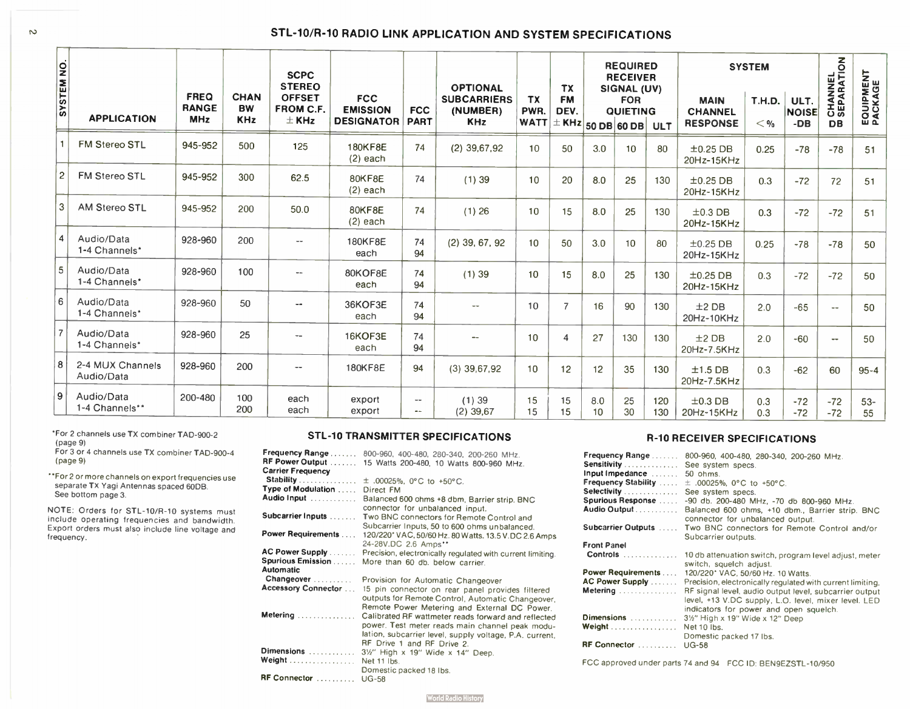## STL-10/R-10 RADIO LINK APPLICATION AND SYSTEM SPECIFICATIONS

| SYSTEM NO. | APPLICATION | FREQ RANGE MHz | CHAN BW KHz | SCPC STEREO OFFSET FROM C.F. ± KHz | FCC EMISSION DESIGNATOR | FCC PART | OPTIONAL SUBCARRIERS (NUMBER) KHz | TX PWR. WATT | TX FM DEV. ± KHz | REQUIRED RECEIVER SIGNAL (UV) FOR QUIETING | | | SYSTEM | | | CHANNEL SEPARATION DB | EQUIPMENT PACKAGE |
|---|---|---|---|---|---|---|---|---|---|---|---|---|---|---|---|---|---|
| | | | | | | | | | | 50 DB | 60 DB | ULT | MAIN CHANNEL RESPONSE | T.H.D. < % | ULT. NOISE -DB | | |
| 1 | FM Stereo STL | 945-952 | 500 | 125 | 180KF8E (2) each | 74 | (2) 39,67,92 | 10 | 50 | 3.0 | 10 | 80 | ±0.25 DB 20Hz-15KHz | 0.25 | -78 | -78 | 51 |
| 2 | FM Stereo STL | 945-952 | 300 | 62.5 | 80KF8E (2) each | 74 | (1) 39 | 10 | 20 | 8.0 | 25 | 130 | ±0.25 DB 20Hz-15KHz | 0.3 | -72 | 72 | 51 |
| 3 | AM Stereo STL | 945-952 | 200 | 50.0 | 80KF8E (2) each | 74 | (1) 26 | 10 | 15 | 8.0 | 25 | 130 | ±0.3 DB 20Hz-15KHz | 0.3 | -72 | -72 | 51 |
| 4 | Audio/Data 1-4 Channels* | 928-960 | 200 | -- | 180KF8E each | 74 94 | (2) 39, 67, 92 | 10 | 50 | 3.0 | 10 | 80 | ±0.25 DB 20Hz-15KHz | 0.25 | -78 | -78 | 50 |
| 5 | Audio/Data 1-4 Channels* | 928-960 | 100 | -- | 80KOF8E each | 74 94 | (1) 39 | 10 | 15 | 8.0 | 25 | 130 | ±0.25 DB 20Hz-15KHz | 0.3 | -72 | -72 | 50 |
| 6 | Audio/Data 1-4 Channels* | 928-960 | 50 | -- | 36KOF3E each | 74 94 | -- | 10 | 7 | 16 | 90 | 130 | ±2 DB 20Hz-10KHz | 2.0 | -65 | -- | 50 |
| 7 | Audio/Data 1-4 Channels* | 928-960 | 25 | -- | 16KOF3E each | 74 94 | -- | 10 | 4 | 27 | 130 | 130 | ±2 DB 20Hz-7.5KHz | 2.0 | -60 | -- | 50 |
| 8 | 2-4 MUX Channels Audio/Data | 928-960 | 200 | -- | 180KF8E | 94 | (3) 39,67,92 | 10 | 12 | 12 | 35 | 130 | ±1.5 DB 20Hz-7.5KHz | 0.3 | -62 | 60 | 95-4 |
| 9 | Audio/Data 1-4 Channels** | 200-480 | 100 200 | each each | export export | -- -- | (1) 39 (2) 39,67 | 15 15 | 15 15 | 8.0 10 | 25 30 | 120 130 | ±0.3 DB 20Hz-15KHz | 0.3 0.3 | -72 -72 | -72 -72 | 53-55 |

*For 2 channels use TX combiner TAD-900-2 (page 9)
For 3 or 4 channels use TX combiner TAD-900-4 (page 9)

**For 2 or more channels on export frequencies use separate TX Yagi Antennas spaced 60DB. See bottom page 3.

NOTE: Orders for STL-10/R-10 systems must include operating frequencies and bandwidth. Export orders must also include line voltage and frequency.

### STL-10 TRANSMITTER SPECIFICATIONS

**Frequency Range** ....... 800-960, 400-480, 280-340, 200-260 MHz.
**RF Power Output** ....... 15 Watts 200-480, 10 Watts 800-960 MHz.
**Carrier Frequency Stability** ............... ± .00025%, 0°C to +50°C.
**Type of Modulation** ..... Direct FM
**Audio Input** ............ Balanced 600 ohms +8 dbm, Barrier strip. BNC connector for unbalanced input.
**Subcarrier Inputs** ....... Two BNC connectors for Remote Control and Subcarrier Inputs, 50 to 600 ohms unbalanced.
**Power Requirements** .... 120/220* VAC, 50/60 Hz. 80 Watts. 13.5 V.DC 2.6 Amps 24-28V.DC 2.6 Amps**
**AC Power Supply** ....... Precision, electronically regulated with current limiting.
**Spurious Emission** ...... More than 60 db. below carrier.
**Automatic Changeover** .......... Provision for Automatic Changeover
**Accessory Connector** ... 15 pin connector on rear panel provides filtered outputs for Remote Control, Automatic Changeover, Remote Power Metering and External DC Power.
**Metering** ............... Calibrated RF wattmeter reads forward and reflected power. Test meter reads main channel peak modulation, subcarrier level, supply voltage, P.A. current, RF Drive 1 and RF Drive 2.
**Dimensions** ............ 3½" High x 19" Wide x 14" Deep.
**Weight** ................. Net 11 lbs. Domestic packed 18 lbs.
**RF Connector** .......... UG-58

### R-10 RECEIVER SPECIFICATIONS

**Frequency Range** ....... 800-960, 400-480, 280-340, 200-260 MHz.
**Sensitivity** .............. See system specs.
**Input Impedance** ....... 50 ohms.
**Frequency Stability** ..... ± .00025%, 0°C to +50°C.
**Selectivity** .............. See system specs.
**Spurious Response** ..... -90 db. 200-480 MHz, -70 db 800-960 MHz.
**Audio Output** ........... Balanced 600 ohms, +10 dbm., Barrier strip. BNC connector for unbalanced output.
**Subcarrier Outputs** ..... Two BNC connectors for Remote Control and/or Subcarrier outputs.
**Front Panel Controls** .............. 10 db attenuation switch, program level adjust, meter switch, squelch adjust.
**Power Requirements** .... 120/220* VAC, 50/60 Hz. 10 Watts.
**AC Power Supply** ....... Precision, electronically regulated with current limiting.
**Metering** ............... RF signal level, audio output level, subcarrier output level, +13 V.DC supply, L.O. level, mixer level. LED indicators for power and open squelch.
**Dimensions** ............ 3½" High x 19" Wide x 12" Deep
**Weight** ................. Net 10 lbs. Domestic packed 17 lbs.
**RF Connector** .......... UG-58

FCC approved under parts 74 and 94 FCC ID: BEN9EZSTL-10/950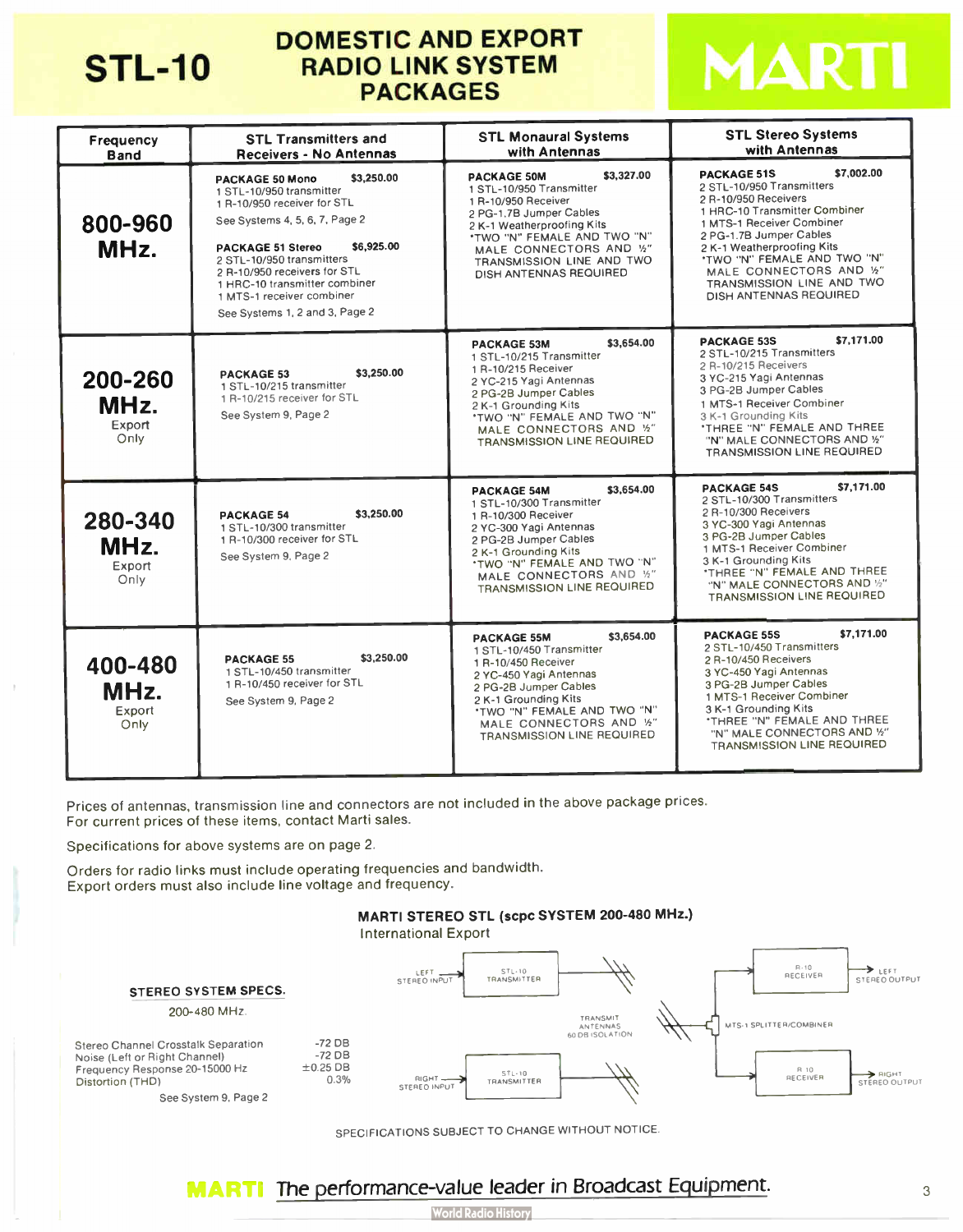# STL-10 DOMESTIC AND EXPORT RADIO LINK SYSTEM PACKAGES

MARTI

| Frequency Band | STL Transmitters and Receivers - No Antennas | STL Monaural Systems with Antennas | STL Stereo Systems with Antennas |
|---|---|---|---|
| **800-960 MHz.** | **PACKAGE 50 Mono** $3,250.00<br>1 STL-10/950 transmitter<br>1 R-10/950 receiver for STL<br>See Systems 4, 5, 6, 7, Page 2<br><br>**PACKAGE 51 Stereo** $6,925.00<br>2 STL-10/950 transmitters<br>2 R-10/950 receivers for STL<br>1 HRC-10 transmitter combiner<br>1 MTS-1 receiver combiner<br>See Systems 1, 2 and 3, Page 2 | **PACKAGE 50M** $3,327.00<br>1 STL-10/950 Transmitter<br>1 R-10/950 Receiver<br>2 PG-1.7B Jumper Cables<br>2 K-1 Weatherproofing Kits<br>*TWO "N" FEMALE AND TWO "N" MALE CONNECTORS AND ½" TRANSMISSION LINE AND TWO DISH ANTENNAS REQUIRED | **PACKAGE 51S** $7,002.00<br>2 STL-10/950 Transmitters<br>2 R-10/950 Receivers<br>1 HRC-10 Transmitter Combiner<br>1 MTS-1 Receiver Combiner<br>2 PG-1.7B Jumper Cables<br>2 K-1 Weatherproofing Kits<br>*TWO "N" FEMALE AND TWO "N" MALE CONNECTORS AND ½" TRANSMISSION LINE AND TWO DISH ANTENNAS REQUIRED |
| **200-260 MHz.** Export Only | **PACKAGE 53** $3,250.00<br>1 STL-10/215 transmitter<br>1 R-10/215 receiver for STL<br>See System 9, Page 2 | **PACKAGE 53M** $3,654.00<br>1 STL-10/215 Transmitter<br>1 R-10/215 Receiver<br>2 YC-215 Yagi Antennas<br>2 PG-2B Jumper Cables<br>2 K-1 Grounding Kits<br>*TWO "N" FEMALE AND TWO "N" MALE CONNECTORS AND ½" TRANSMISSION LINE REQUIRED | **PACKAGE 53S** $7,171.00<br>2 STL-10/215 Transmitters<br>2 R-10/215 Receivers<br>3 YC-215 Yagi Antennas<br>3 PG-2B Jumper Cables<br>1 MTS-1 Receiver Combiner<br>3 K-1 Grounding Kits<br>*THREE "N" FEMALE AND THREE "N" MALE CONNECTORS AND ½" TRANSMISSION LINE REQUIRED |
| **280-340 MHz.** Export Only | **PACKAGE 54** $3,250.00<br>1 STL-10/300 transmitter<br>1 R-10/300 receiver for STL<br>See System 9, Page 2 | **PACKAGE 54M** $3,654.00<br>1 STL-10/300 Transmitter<br>1 R-10/300 Receiver<br>2 YC-300 Yagi Antennas<br>2 PG-2B Jumper Cables<br>2 K-1 Grounding Kits<br>*TWO "N" FEMALE AND TWO "N" MALE CONNECTORS AND ½" TRANSMISSION LINE REQUIRED | **PACKAGE 54S** $7,171.00<br>2 STL-10/300 Transmitters<br>2 R-10/300 Receivers<br>3 YC-300 Yagi Antennas<br>3 PG-2B Jumper Cables<br>1 MTS-1 Receiver Combiner<br>3 K-1 Grounding Kits<br>*THREE "N" FEMALE AND THREE "N" MALE CONNECTORS AND ½" TRANSMISSION LINE REQUIRED |
| **400-480 MHz.** Export Only | **PACKAGE 55** $3,250.00<br>1 STL-10/450 transmitter<br>1 R-10/450 receiver for STL<br>See System 9, Page 2 | **PACKAGE 55M** $3,654.00<br>1 STL-10/450 Transmitter<br>1 R-10/450 Receiver<br>2 YC-450 Yagi Antennas<br>2 PG-2B Jumper Cables<br>2 K-1 Grounding Kits<br>*TWO "N" FEMALE AND TWO "N" MALE CONNECTORS AND ½" TRANSMISSION LINE REQUIRED | **PACKAGE 55S** $7,171.00<br>2 STL-10/450 Transmitters<br>2 R-10/450 Receivers<br>3 YC-450 Yagi Antennas<br>3 PG-2B Jumper Cables<br>1 MTS-1 Receiver Combiner<br>3 K-1 Grounding Kits<br>*THREE "N" FEMALE AND THREE "N" MALE CONNECTORS AND ½" TRANSMISSION LINE REQUIRED |

Prices of antennas, transmission line and connectors are not included in the above package prices. For current prices of these items, contact Marti sales.

Specifications for above systems are on page 2.

Orders for radio links must include operating frequencies and bandwidth. Export orders must also include line voltage and frequency.

## MARTI STEREO STL (scpc SYSTEM 200-480 MHz.)

International Export

### STEREO SYSTEM SPECS.

200-480 MHz.

| | |
|---|---|
| Stereo Channel Crosstalk Separation | -72 DB |
| Noise (Left or Right Channel) | -72 DB |
| Frequency Response 20-15000 Hz | ±0.25 DB |
| Distortion (THD) | 0.3% |

See System 9, Page 2

LEFT STEREO INPUT → STL-10 TRANSMITTER; RIGHT STEREO INPUT → STL-10 TRANSMITTER; TRANSMIT ANTENNAS 60 DB ISOLATION; MTS-1 SPLITTER/COMBINER; R-10 RECEIVER → LEFT STEREO OUTPUT; R-10 RECEIVER → RIGHT STEREO OUTPUT

SPECIFICATIONS SUBJECT TO CHANGE WITHOUT NOTICE.

**MARTI** The performance-value leader in Broadcast Equipment.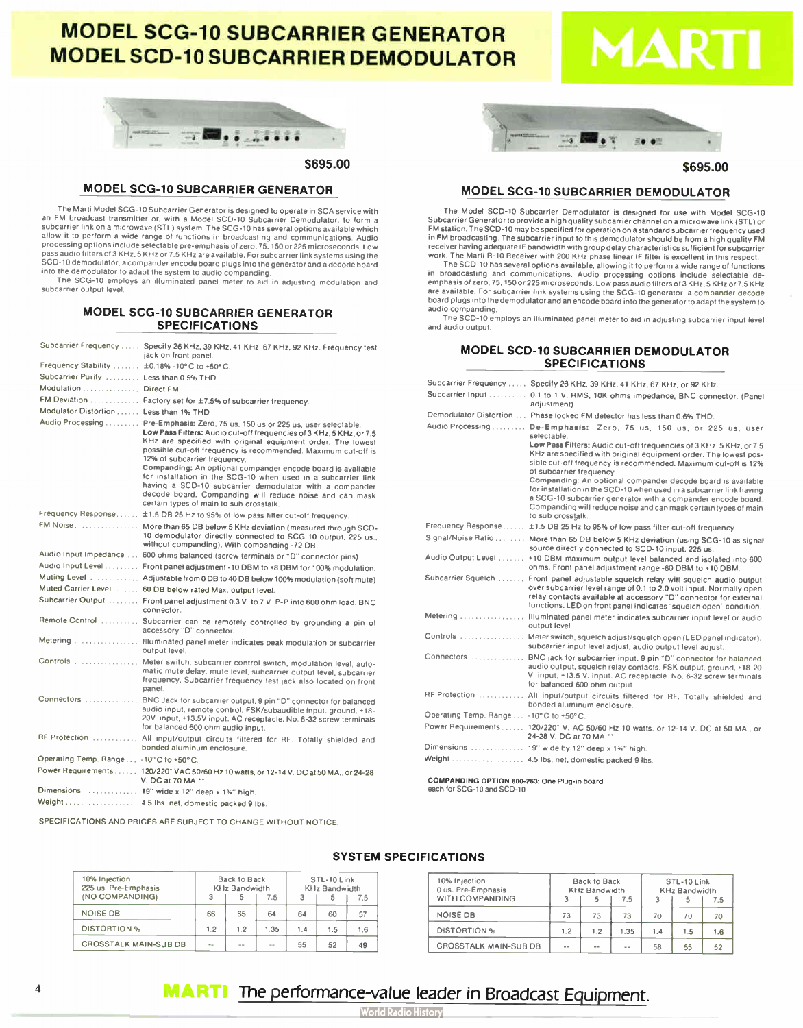# MODEL SCG-10 SUBCARRIER GENERATOR
# MODEL SCD-10 SUBCARRIER DEMODULATOR

MARTI

$695.00

## MODEL SCG-10 SUBCARRIER GENERATOR

The Marti Model SCG-10 Subcarrier Generator is designed to operate in SCA service with an FM broadcast transmitter or, with a Model SCD-10 Subcarrier Demodulator, to form a subcarrier link on a microwave (STL) system. The SCG-10 has several options available which allow it to perform a wide range of functions in broadcasting and communications. Audio processing options include selectable pre-emphasis of zero, 75, 150 or 225 microseconds. Low pass audio filters of 3 KHz, 5 KHz or 7.5 KHz are available. For subcarrier link systems using the SCD-10 demodulator, a compander encode board plugs into the generator and a decode board into the demodulator to adapt the system to audio companding.

The SCG-10 employs an illuminated panel meter to aid in adjusting modulation and subcarrier output level.

### MODEL SCG-10 SUBCARRIER GENERATOR SPECIFICATIONS

| | |
|---|---|
| Subcarrier Frequency | Specify 26 KHz, 39 KHz, 41 KHz, 67 KHz, 92 KHz. Frequency test jack on front panel. |
| Frequency Stability | ±0.18% -10°C to +50°C. |
| Subcarrier Purity | Less than 0.5% THD |
| Modulation | Direct FM |
| FM Deviation | Factory set for ±7.5% of subcarrier frequency. |
| Modulator Distortion | Less than 1% THD |
| Audio Processing | **Pre-Emphasis:** Zero, 75 us, 150 us or 225 us, user selectable. **Low Pass Filters:** Audio cut-off frequencies of 3 KHz, 5 KHz, or 7.5 KHz are specified with original equipment order. The lowest possible cut-off frequency is recommended. Maximum cut-off is 12% of subcarrier frequency. **Companding:** An optional compander encode board is available for installation in the SCG-10 when used in a subcarrier link having a SCD-10 subcarrier demodulator with a compander decode board. Companding will reduce noise and can mask certain types of main to sub crosstalk. |
| Frequency Response | ±1.5 DB 25 Hz to 95% of low pass filter cut-off frequency. |
| FM Noise | More than 65 DB below 5 KHz deviation (measured through SCD-10 demodulator directly connected to SCG-10 output, 225 us., without companding). With companding -72 DB. |
| Audio Input Impedance | 600 ohms balanced (screw terminals or "D" connector pins) |
| Audio Input Level | Front panel adjustment -10 DBM to +8 DBM for 100% modulation. |
| Muting Level | Adjustable from 0 DB to 40 DB below 100% modulation (soft mute) |
| Muted Carrier Level | 60 DB below rated Max. output level. |
| Subcarrier Output | Front panel adjustment 0.3 V. to 7 V. P-P into 600 ohm load. BNC connector. |
| Remote Control | Subcarrier can be remotely controlled by grounding a pin of accessory "D" connector. |
| Metering | Illuminated panel meter indicates peak modulation or subcarrier output level. |
| Controls | Meter switch, subcarrier control switch, modulation level, automatic mute delay, mute level, subcarrier output level, subcarrier frequency. Subcarrier frequency test jack also located on front panel. |
| Connectors | BNC Jack for subcarrier output, 9 pin "D" connector for balanced audio input, remote control, FSK/subaudible input, ground, +18-20V. input, +13.5V input, AC receptacle. No. 6-32 screw terminals for balanced 600 ohm audio input. |
| RF Protection | All input/output circuits filtered for RF. Totally shielded and bonded aluminum enclosure. |
| Operating Temp. Range | -10°C to +50°C. |
| Power Requirements | 120/220* VAC 50/60 Hz 10 watts, or 12-14 V. DC at 50 MA., or 24-28 V. DC at 70 MA.** |
| Dimensions | 19" wide x 12" deep x 1¾" high. |
| Weight | 4.5 lbs. net, domestic packed 9 lbs. |

SPECIFICATIONS AND PRICES ARE SUBJECT TO CHANGE WITHOUT NOTICE.

$695.00

## MODEL SCG-10 SUBCARRIER DEMODULATOR

The Model SCD-10 Subcarrier Demodulator is designed for use with Model SCG-10 Subcarrier Generator to provide a high quality subcarrier channel on a microwave link (STL) or FM station. The SCD-10 may be specified for operation on a standard subcarrier frequency used in FM broadcasting. The subcarrier input to this demodulator should be from a high quality FM receiver having adequate IF bandwidth with group delay characteristics sufficient for subcarrier work. The Marti R-10 Receiver with 200 KHz phase linear IF filter is excellent in this respect.

The SCD-10 has several options available, allowing it to perform a wide range of functions in broadcasting and communications. Audio processing options include selectable de-emphasis of zero, 75, 150 or 225 microseconds. Low pass audio filters of 3 KHz, 5 KHz or 7.5 KHz are available. For subcarrier link systems using the SCG-10 generator, a compander decode board plugs into the demodulator and an encode board into the generator to adapt the system to audio companding.

The SCD-10 employs an illuminated panel meter to aid in adjusting subcarrier input level and audio output.

### MODEL SCD-10 SUBCARRIER DEMODULATOR SPECIFICATIONS

| | |
|---|---|
| Subcarrier Frequency | Specify 26 KHz, 39 KHz, 41 KHz, 67 KHz, or 92 KHz. |
| Subcarrier Input | 0.1 to 1 V. RMS, 10K ohms impedance, BNC connector. (Panel adjustment) |
| Demodulator Distortion | Phase locked FM detector has less than 0.6% THD. |
| Audio Processing | **De-Emphasis:** Zero, 75 us, 150 us or 225 us, user selectable. **Low Pass Filters:** Audio cut-off frequencies of 3 KHz, 5 KHz, or 7.5 KHz are specified with original equipment order. The lowest possible cut-off frequency is recommended. Maximum cut-off is 12% of subcarrier frequency. **Companding:** An optional compander decode board is available for installation in the SCD-10 when used in a subcarrier link having a SCG-10 subcarrier generator with a compander encode board. Companding will reduce noise and can mask certain types of main to sub crosstalk. |
| Frequency Response | ±1.5 DB 25 Hz to 95% of low pass filter cut-off frequency. |
| Signal/Noise Ratio | More than 65 DB below 5 KHz deviation (using SCG-10 as signal source directly connected to SCD-10 input, 225 us. |
| Audio Output Level | +10 DBM maximum output level balanced and isolated into 600 ohms. Front panel adjustment range -60 DBM to +10 DBM. |
| Subcarrier Squelch | Front panel adjustable squelch relay will squelch audio output over subcarrier level range of 0.1 to 2.0 volt input. Normally open relay contacts available at accessory "D" connector for external functions. LED on front panel indicates "squelch open" condition. |
| Metering | Illuminated panel meter indicates subcarrier input level or audio output level. |
| Controls | Meter switch, squelch adjust/squelch open (LED panel indicator), subcarrier input level adjust, audio output level adjust. |
| Connectors | BNC jack for subcarrier input, 9 pin "D" connector for balanced audio output, squelch relay contacts, FSK output, ground, +18-20 V. input, +13.5 V. input, AC receptacle. No. 6-32 screw terminals for balanced 600 ohm output. |
| RF Protection | All input/output circuits filtered for RF. Totally shielded and bonded aluminum enclosure. |
| Operating Temp. Range | -10°C to +50°C. |
| Power Requirements | 120/220* V. AC 50/60 Hz 10 watts, or 12-14 V. DC at 50 MA., or 24-28 V. DC at 70 MA.** |
| Dimensions | 19" wide by 12" deep x 1¾" high. |
| Weight | 4.5 lbs. net, domestic packed 9 lbs. |

**COMPANDING OPTION 800-263:** One Plug-in board each for SCG-10 and SCD-10

## SYSTEM SPECIFICATIONS

| 10% Injection 225 us. Pre-Emphasis (NO COMPANDING) | Back to Back KHz Bandwidth | | | STL-10 Link KHz Bandwidth | | |
|---|---|---|---|---|---|---|
| | 3 | 5 | 7.5 | 3 | 5 | 7.5 |
| NOISE DB | 66 | 65 | 64 | 64 | 60 | 57 |
| DISTORTION % | 1.2 | 1.2 | 1.35 | 1.4 | 1.5 | 1.6 |
| CROSSTALK MAIN-SUB DB | -- | -- | -- | 55 | 52 | 49 |

| 10% Injection 0 us. Pre-Emphasis WITH COMPANDING | Back to Back KHz Bandwidth | | | STL-10 Link KHz Bandwidth | | |
|---|---|---|---|---|---|---|
| | 3 | 5 | 7.5 | 3 | 5 | 7.5 |
| NOISE DB | 73 | 73 | 73 | 70 | 70 | 70 |
| DISTORTION % | 1.2 | 1.2 | 1.35 | 1.4 | 1.5 | 1.6 |
| CROSSTALK MAIN-SUB DB | -- | -- | -- | 58 | 55 | 52 |

**MARTI** The performance-value leader in Broadcast Equipment.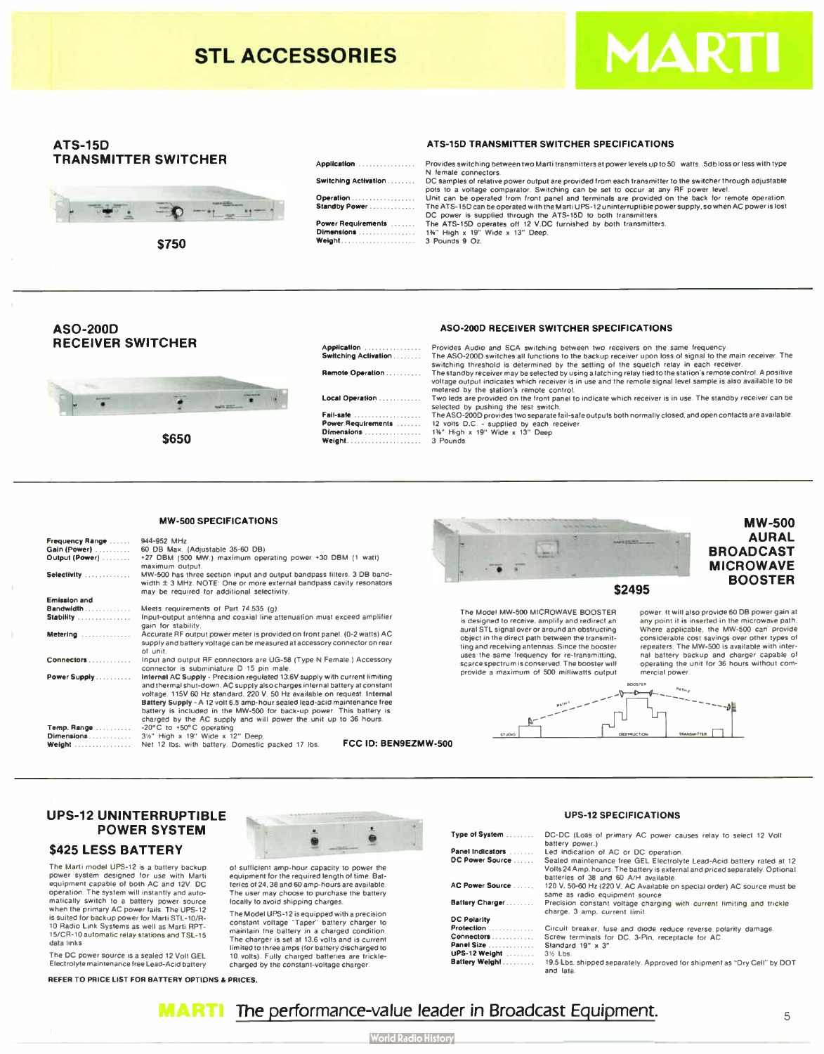# STL ACCESSORIES

MARTI

## ATS-15D TRANSMITTER SWITCHER

**$750**

### ATS-15D TRANSMITTER SWITCHER SPECIFICATIONS

| | |
|---|---|
| **Application** | Provides switching between two Marti transmitters at power levels up to 50 watts. .5db loss or less with type N female connectors. |
| **Switching Activation** | DC samples of relative power output are provided from each transmitter to the switcher through adjustable pots to a voltage comparator. Switching can be set to occur at any RF power level. |
| **Operation** | Unit can be operated from front panel and terminals are provided on the back for remote operation. |
| **Standby Power** | The ATS-15D can be operated with the Marti UPS-12 uninterruptible power supply, so when AC power is lost DC power is supplied through the ATS-15D to both transmitters. |
| **Power Requirements** | The ATS-15D operates off 12 V.DC furnished by both transmitters. |
| **Dimensions** | 1¾" High x 19" Wide x 13" Deep. |
| **Weight** | 3 Pounds 9 Oz. |

## ASO-200D RECEIVER SWITCHER

**$650**

### ASO-200D RECEIVER SWITCHER SPECIFICATIONS

| | |
|---|---|
| **Application** | Provides Audio and SCA switching between two receivers on the same frequency. |
| **Switching Activation** | The ASO-200D switches all functions to the backup receiver upon loss of signal to the main receiver. The switching threshold is determined by the setting of the squelch relay in each receiver. |
| **Remote Operation** | The standby receiver may be selected by using a latching relay tied to the station's remote control. A positive voltage output indicates which receiver is in use and the remote signal level sample is also available to be metered by the station's remote control. |
| **Local Operation** | Two leds are provided on the front panel to indicate which receiver is in use. The standby receiver can be selected by pushing the test switch. |
| **Fail-safe** | The ASO-200D provides two separate fail-safe outputs both normally closed, and open contacts are available. |
| **Power Requirements** | 12 volts D.C. - supplied by each receiver. |
| **Dimensions** | 1¾" High x 19" Wide x 13" Deep |
| **Weight** | 3 Pounds |

## MW-500 AURAL BROADCAST MICROWAVE BOOSTER

**$2495**

The Model MW-500 MICROWAVE BOOSTER is designed to receive, amplify and redirect an aural STL signal over or around an obstructing object in the direct path between the transmitting and receiving antennas. Since the booster uses the same frequency for re-transmitting, scarce spectrum is conserved. The booster will provide a maximum of 500 milliwatts output power. It will also provide 60 DB power gain at any point it is inserted in the microwave path. Where applicable, the MW-500 can provide considerable cost savings over other types of repeaters. The MW-500 is available with internal battery backup and charger capable of operating the unit for 36 hours without commercial power.

### MW-500 SPECIFICATIONS

| | |
|---|---|
| **Frequency Range** | 944-952 MHz |
| **Gain (Power)** | 60 DB Max. (Adjustable 35-60 DB) |
| **Output (Power)** | +27 DBM (500 MW.) maximum operating power +30 DBM (1 watt) maximum output. |
| **Selectivity** | MW-500 has three section input and output bandpass filters. 3 DB bandwidth ± 3 MHz. NOTE: One or more external bandpass cavity resonators may be required for additional selectivity. |
| **Emission and Bandwidth** | Meets requirements of Part 74.535 (g). |
| **Stability** | Input-output antenna and coaxial line attenuation must exceed amplifier gain for stability. |
| **Metering** | Accurate RF output power meter is provided on front panel. (0-2 watts) AC supply and battery voltage can be measured at accessory connector on rear of unit. |
| **Connectors** | Input and output RF connectors are UG-58 (Type N Female.) Accessory connector is subminiature D 15 pin male. |
| **Power Supply** | **Internal AC Supply** - Precision regulated 13.6V supply with current limiting and thermal shut-down. AC supply also charges internal battery at constant voltage. 115V 60 Hz standard. 220 V. 50 Hz available on request. **Internal Battery Supply** - A 12 volt 6.5 amp-hour sealed lead-acid maintenance free battery is included in the MW-500 for back-up power. This battery is charged by the AC supply and will power the unit up to 36 hours. |
| **Temp. Range** | -20°C to +50°C operating |
| **Dimensions** | 3½" High x 19" Wide x 12" Deep. |
| **Weight** | Net 12 lbs. with battery. Domestic packed 17 lbs. |

**FCC ID: BEN9EZMW-500**

STUDIO — PATH 1 — BOOSTER — PATH 2 — OBSTRUCTION — TRANSMITTER

## UPS-12 UNINTERRUPTIBLE POWER SYSTEM

### $425 LESS BATTERY

The Marti model UPS-12 is a battery backup power system designed for use with Marti equipment capable of both AC and 12V. DC operation. The system will instantly and automatically switch to a battery power source when the primary AC power fails. The UPS-12 is suited for backup power for Marti STL-10/R-10 Radio Link Systems as well as Marti RPT-15/CR-10 automatic relay stations and TSL-15 data links.

The DC power source is a sealed 12 Volt GEL Electrolyte maintenance free Lead-Acid battery of sufficient amp-hour capacity to power the equipment for the required length of time. Batteries of 24, 38 and 60 amp-hours are available. The user may choose to purchase the battery locally to avoid shipping charges.

The Model UPS-12 is equipped with a precision constant voltage "Taper" battery charger to maintain the battery in a charged condition. The charger is set at 13.6 volts and is current limited to three amps (for battery discharged to 10 volts). Fully charged batteries are trickle-charged by the constant-voltage charger.

**REFER TO PRICE LIST FOR BATTERY OPTIONS & PRICES.**

### UPS-12 SPECIFICATIONS

| | |
|---|---|
| **Type of System** | DC-DC (Loss of primary AC power causes relay to select 12 Volt battery power.) |
| **Panel Indicators** | Led indication of AC or DC operation. |
| **DC Power Source** | Sealed maintenance free GEL Electrolyte Lead-Acid battery rated at 12 Volts 24 Amp. hours. The battery is external and priced separately. Optional batteries of 38 and 60 A/H available. |
| **AC Power Source** | 120 V. 50-60 Hz (220 V. Available on special order) AC source must be same as radio equipment source. |
| **Battery Charger** | Precision constant voltage charging with current limiting and trickle charge. 3 amp. current limit. |
| **DC Polarity Protection** | Circuit breaker, fuse and diode reduce reverse polarity damage. |
| **Connectors** | Screw terminals for DC. 3-Pin, receptacle for AC. |
| **Panel Size** | Standard 19" x 3". |
| **UPS-12 Weight** | 3½ Lbs. |
| **Battery Weight** | 19.5 Lbs. shipped separately. Approved for shipment as "Dry Cell" by DOT and Iata. |

**MARTI** The performance-value leader in Broadcast Equipment.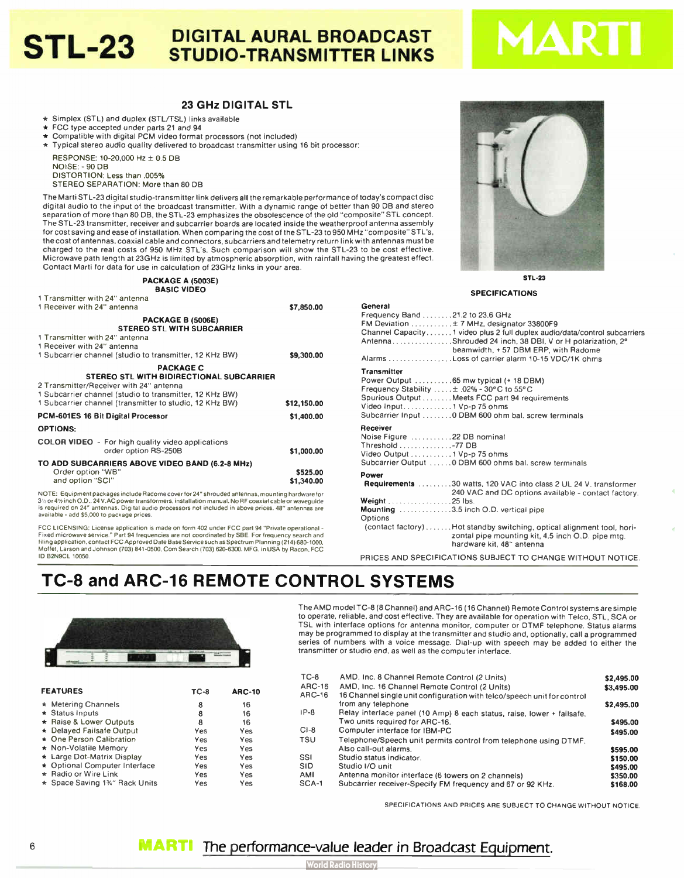# STL-23 DIGITAL AURAL BROADCAST STUDIO-TRANSMITTER LINKS

MARTI

## 23 GHz DIGITAL STL

- ★ Simplex (STL) and duplex (STL/TSL) links available
- ★ FCC type accepted under parts 21 and 94
- ★ Compatible with digital PCM video format processors (not included)
- ★ Typical stereo audio quality delivered to broadcast transmitter using 16 bit processor:

RESPONSE: 10-20,000 Hz ± 0.5 DB
NOISE: - 90 DB
DISTORTION: Less than .005%
STEREO SEPARATION: More than 80 DB

The Marti STL-23 digital studio-transmitter link delivers all the remarkable performance of today's compact disc digital audio to the input of the broadcast transmitter. With a dynamic range of better than 90 DB and stereo separation of more than 80 DB, the STL-23 emphasizes the obsolescence of the old "composite" STL concept. The STL-23 transmitter, receiver and subcarrier boards are located inside the weatherproof antenna assembly for cost saving and ease of installation. When comparing the cost of the STL-23 to 950 MHz "composite" STL's, the cost of antennas, coaxial cable and connectors, subcarriers and telemetry return link with antennas must be charged to the real costs of 950 MHz STL's. Such comparison will show the STL-23 to be cost effective. Microwave path length at 23GHz is limited by atmospheric absorption, with rainfall having the greatest effect. Contact Marti for data for use in calculation of 23GHz links in your area.

STL-23

**PACKAGE A (5003E)**
**BASIC VIDEO**

| | |
|---|---|
| 1 Transmitter with 24" antenna<br>1 Receiver with 24" antenna | $7,850.00 |

**PACKAGE B (5006E)**
**STEREO STL WITH SUBCARRIER**

| | |
|---|---|
| 1 Transmitter with 24" antenna<br>1 Receiver with 24" antenna<br>1 Subcarrier channel (studio to transmitter, 12 KHz BW) | $9,300.00 |

**PACKAGE C**
**STEREO STL WITH BIDIRECTIONAL SUBCARRIER**

| | |
|---|---|
| 2 Transmitter/Receiver with 24" antenna<br>1 Subcarrier channel (studio to transmitter, 12 KHz BW)<br>1 Subcarrier channel (transmitter to studio, 12 KHz BW) | $12,150.00 |
| **PCM-601ES 16 Bit Digital Processor** | $1,400.00 |

**OPTIONS:**

| | |
|---|---|
| **COLOR VIDEO** - For high quality video applications order option RS-250B | $1,000.00 |
| **TO ADD SUBCARRIERS ABOVE VIDEO BAND (6.2-8 MHz)** | |
| Order option "WB" | $525.00 |
| and option "SCI" | $1,340.00 |

NOTE: Equipment packages include Radome cover for 24" shrouded antennas, mounting hardware for 3½ or 4½ inch O.D., 24 V. AC power transformers, installation manual. No RF coaxial cable or waveguide is required on 24" antennas. Digital audio processors not included in above prices. 48" antennas are available - add $5,000 to package prices.

FCC LICENSING: License application is made on form 402 under FCC part 94 "Private operational - Fixed microwave service." Part 94 frequencies are not coordinated by SBE. For frequency search and filing application, contact FCC Approved Date Base Service such as Spectrum Planning (214) 680-1000, Moffet, Larson and Johnson (703) 841-0500, Com Search (703) 620-6300. MFG. in USA by Racon, FCC ID B2N9CL 10050.

### SPECIFICATIONS

**General**
Frequency Band ........21.2 to 23.6 GHz
FM Deviation ...........± 7 MHz, designator 33800F9
Channel Capacity.......1 video plus 2 full duplex audio/data/control subcarriers
Antenna................Shrouded 24 inch, 38 DBI, V or H polarization, 2° beamwidth, + 57 DBM ERP, with Radome
Alarms .................Loss of carrier alarm 10-15 VDC/1K ohms

**Transmitter**
Power Output ..........65 mw typical (+ 18 DBM)
Frequency Stability .....± .02% - 30° C to 55° C
Spurious Output ........Meets FCC part 94 requirements
Video Input.............1 Vp-p 75 ohms
Subcarrier Input ........0 DBM 600 ohm bal. screw terminals

**Receiver**
Noise Figure ...........22 DB nominal
Threshold ..............-77 DB
Video Output ...........1 Vp-p 75 ohms
Subcarrier Output ......0 DBM 600 ohms bal. screw terminals

**Power**
**Requirements** .........30 watts, 120 VAC into class 2 UL 24 V. transformer 240 VAC and DC options available - contact factory.
**Weight** .................25 lbs.
**Mounting** .............3.5 inch O.D. vertical pipe
Options
(contact factory).......Hot standby switching, optical alignment tool, horizontal pipe mounting kit, 4.5 inch O.D. pipe mtg. hardware kit, 48" antenna

PRICES AND SPECIFICATIONS SUBJECT TO CHANGE WITHOUT NOTICE.

# TC-8 and ARC-16 REMOTE CONTROL SYSTEMS

The AMD model TC-8 (8 Channel) and ARC-16 (16 Channel) Remote Control systems are simple to operate, reliable, and cost effective. They are available for operation with Telco, STL, SCA or TSL with interface options for antenna monitor, computer or DTMF telephone. Status alarms may be programmed to display at the transmitter and studio and, optionally, call a programmed series of numbers with a voice message. Dial-up with speech may be added to either the transmitter or studio end, as well as the computer interface.

| FEATURES | TC-8 | ARC-10 |
|---|---|---|
| ★ Metering Channels | 8 | 16 |
| ★ Status Inputs | 8 | 16 |
| ★ Raise & Lower Outputs | 8 | 16 |
| ★ Delayed Failsafe Output | Yes | Yes |
| ★ One Person Calibration | Yes | Yes |
| ★ Non-Volatile Memory | Yes | Yes |
| ★ Large Dot-Matrix Display | Yes | Yes |
| ★ Optional Computer Interface | Yes | Yes |
| ★ Radio or Wire Link | Yes | Yes |
| ★ Space Saving 1¾" Rack Units | Yes | Yes |

| | | |
|---|---|---|
| TC-8 | AMD, Inc. 8 Channel Remote Control (2 Units) | $2,495.00 |
| ARC-16 | AMD, Inc. 16 Channel Remote Control (2 Units) | $3,495.00 |
| ARC-16 | 16 Channel single unit configuration with telco/speech unit for control from any telephone | $2,495.00 |
| IP-8 | Relay interface panel (10 Amp) 8 each status, raise, lower + failsafe. Two units required for ARC-16. | $495.00 |
| CI-8 | Computer interface for IBM-PC | $495.00 |
| TSU | Telephone/Speech unit permits control from telephone using DTMF. Also call-out alarms. | $595.00 |
| SSI | Studio status indicator. | $150.00 |
| SID | Studio I/O unit | $495.00 |
| AMI | Antenna monitor interface (6 towers on 2 channels) | $350.00 |
| SCA-1 | Subcarrier receiver-Specify FM frequency and 67 or 92 KHz. | $168.00 |

SPECIFICATIONS AND PRICES ARE SUBJECT TO CHANGE WITHOUT NOTICE.

**MARTI** The performance-value leader in Broadcast Equipment.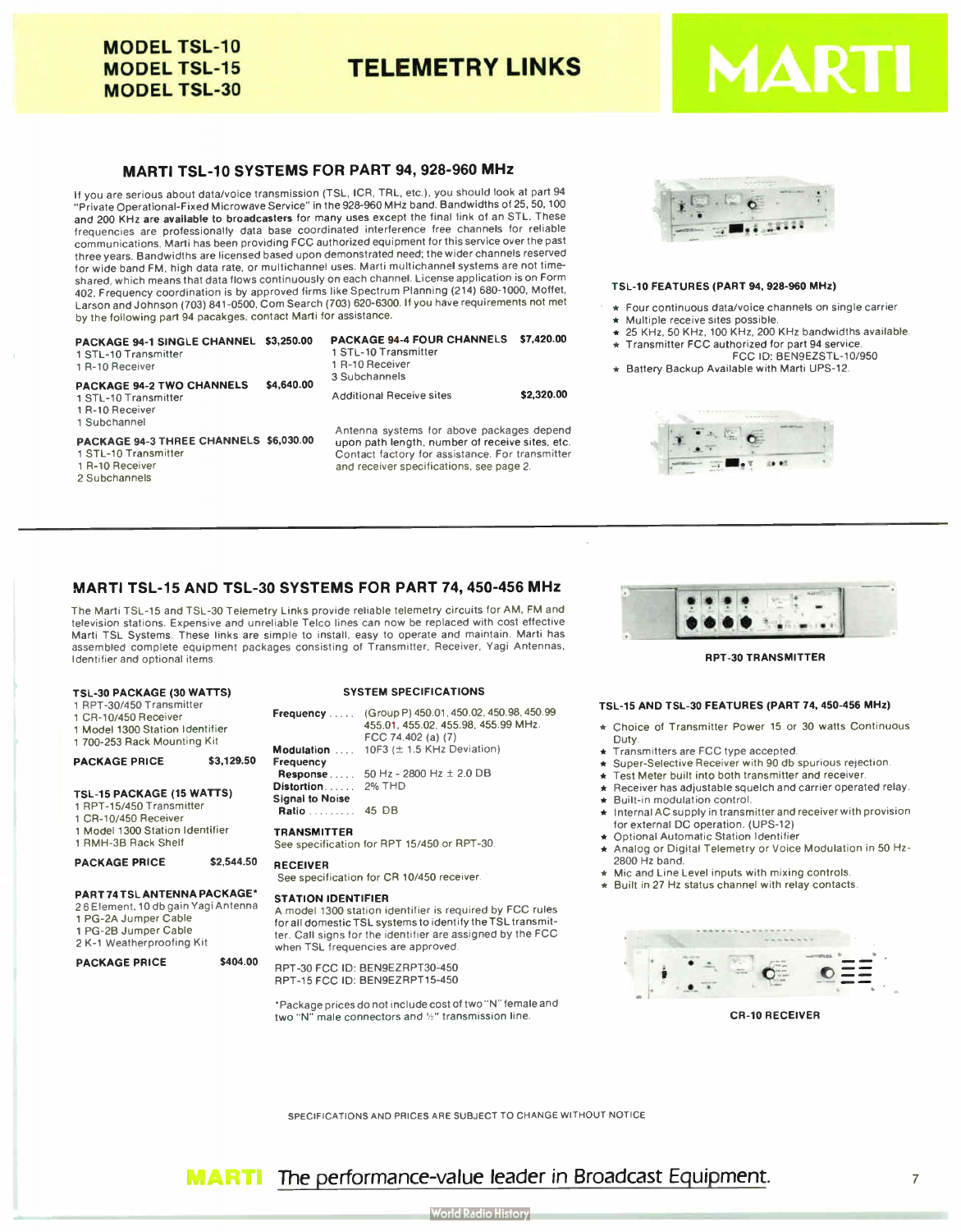# MODEL TSL-10
# MODEL TSL-15
# MODEL TSL-30

# TELEMETRY LINKS

# MARTI

## MARTI TSL-10 SYSTEMS FOR PART 94, 928-960 MHz

If you are serious about data/voice transmission (TSL, ICR, TRL, etc.), you should look at part 94 "Private Operational-Fixed Microwave Service" in the 928-960 MHz band. Bandwidths of 25, 50, 100 and 200 KHz are available to broadcasters for many uses except the final link of an STL. These frequencies are professionally data base coordinated interference free channels for reliable communications. Marti has been providing FCC authorized equipment for this service over the past three years. Bandwidths are licensed based upon demonstrated need; the wider channels reserved for wide band FM, high data rate, or multichannel uses. Marti multichannel systems are not time-shared, which means that data flows continuously on each channel. License application is on Form 402. Frequency coordination is by approved firms like Spectrum Planning (214) 680-1000, Moffet, Larson and Johnson (703) 841-0500, Com Search (703) 620-6300. If you have requirements not met by the following part 94 pacakges, contact Marti for assistance.

**PACKAGE 94-1 SINGLE CHANNEL** — **$3,250.00**
1 STL-10 Transmitter
1 R-10 Receiver

**PACKAGE 94-2 TWO CHANNELS** — **$4,640.00**
1 STL-10 Transmitter
1 R-10 Receiver
1 Subchannel

**PACKAGE 94-3 THREE CHANNELS** — **$6,030.00**
1 STL-10 Transmitter
1 R-10 Receiver
2 Subchannels

**PACKAGE 94-4 FOUR CHANNELS** — **$7,420.00**
1 STL-10 Transmitter
1 R-10 Receiver
3 Subchannels

Additional Receive sites — **$2,320.00**

Antenna systems for above packages depend upon path length, number of receive sites, etc. Contact factory for assistance. For transmitter and receiver specifications, see page 2.

### TSL-10 FEATURES (PART 94, 928-960 MHz)

- ★ Four continuous data/voice channels on single carrier.
- ★ Multiple receive sites possible.
- ★ 25 KHz, 50 KHz, 100 KHz, 200 KHz bandwidths available.
- ★ Transmitter FCC authorized for part 94 service. FCC ID: BEN9EZSTL-10/950
- ★ Battery Backup Available with Marti UPS-12.

## MARTI TSL-15 AND TSL-30 SYSTEMS FOR PART 74, 450-456 MHz

The Marti TSL-15 and TSL-30 Telemetry Links provide reliable telemetry circuits for AM, FM and television stations. Expensive and unreliable Telco lines can now be replaced with cost effective Marti TSL Systems. These links are simple to install, easy to operate and maintain. Marti has assembled complete equipment packages consisting of Transmitter, Receiver, Yagi Antennas, Identifier and optional items.

**TSL-30 PACKAGE (30 WATTS)**
1 RPT-30/450 Transmitter
1 CR-10/450 Receiver
1 Model 1300 Station Identifier
1 700-253 Rack Mounting Kit

**PACKAGE PRICE** — **$3,129.50**

**TSL-15 PACKAGE (15 WATTS)**
1 RPT-15/450 Transmitter
1 CR-10/450 Receiver
1 Model 1300 Station Identifier
1 RMH-3B Rack Shelf

**PACKAGE PRICE** — **$2,544.50**

**PART 74 TSL ANTENNA PACKAGE***
2 6 Element, 10 db gain Yagi Antenna
1 PG-2A Jumper Cable
1 PG-2B Jumper Cable
2 K-1 Weatherproofing Kit

**PACKAGE PRICE** — **$404.00**

### SYSTEM SPECIFICATIONS

| | |
|---|---|
| **Frequency** | (Group P) 450.01, 450.02, 450.98, 450.99 455.01, 455.02, 455.98, 455.99 MHz. FCC 74.402 (a) (7) |
| **Modulation** | 10F3 (± 1.5 KHz Deviation) |
| **Frequency Response** | 50 Hz - 2800 Hz ± 2.0 DB |
| **Distortion** | 2% THD |
| **Signal to Noise Ratio** | 45 DB |

**TRANSMITTER**
See specification for RPT 15/450 or RPT-30.

**RECEIVER**
See specification for CR 10/450 receiver.

**STATION IDENTIFIER**
A model 1300 station identifier is required by FCC rules for all domestic TSL systems to identify the TSL transmitter. Call signs for the identifier are assigned by the FCC when TSL frequencies are approved.

RPT-30 FCC ID: BEN9EZRPT30-450
RPT-15 FCC ID: BEN9EZRPT15-450

*Package prices do not include cost of two "N" female and two "N" male connectors and ½" transmission line.

**RPT-30 TRANSMITTER**

### TSL-15 AND TSL-30 FEATURES (PART 74, 450-456 MHz)

- ★ Choice of Transmitter Power 15 or 30 watts Continuous Duty.
- ★ Transmitters are FCC type accepted.
- ★ Super-Selective Receiver with 90 db spurious rejection.
- ★ Test Meter built into both transmitter and receiver.
- ★ Receiver has adjustable squelch and carrier operated relay.
- ★ Built-in modulation control.
- ★ Internal AC supply in transmitter and receiver with provision for external DC operation. (UPS-12)
- ★ Optional Automatic Station Identifier
- ★ Analog or Digital Telemetry or Voice Modulation in 50 Hz-2800 Hz band.
- ★ Mic and Line Level inputs with mixing controls.
- ★ Built in 27 Hz status channel with relay contacts.

**CR-10 RECEIVER**

SPECIFICATIONS AND PRICES ARE SUBJECT TO CHANGE WITHOUT NOTICE

**MARTI** The performance-value leader in Broadcast Equipment.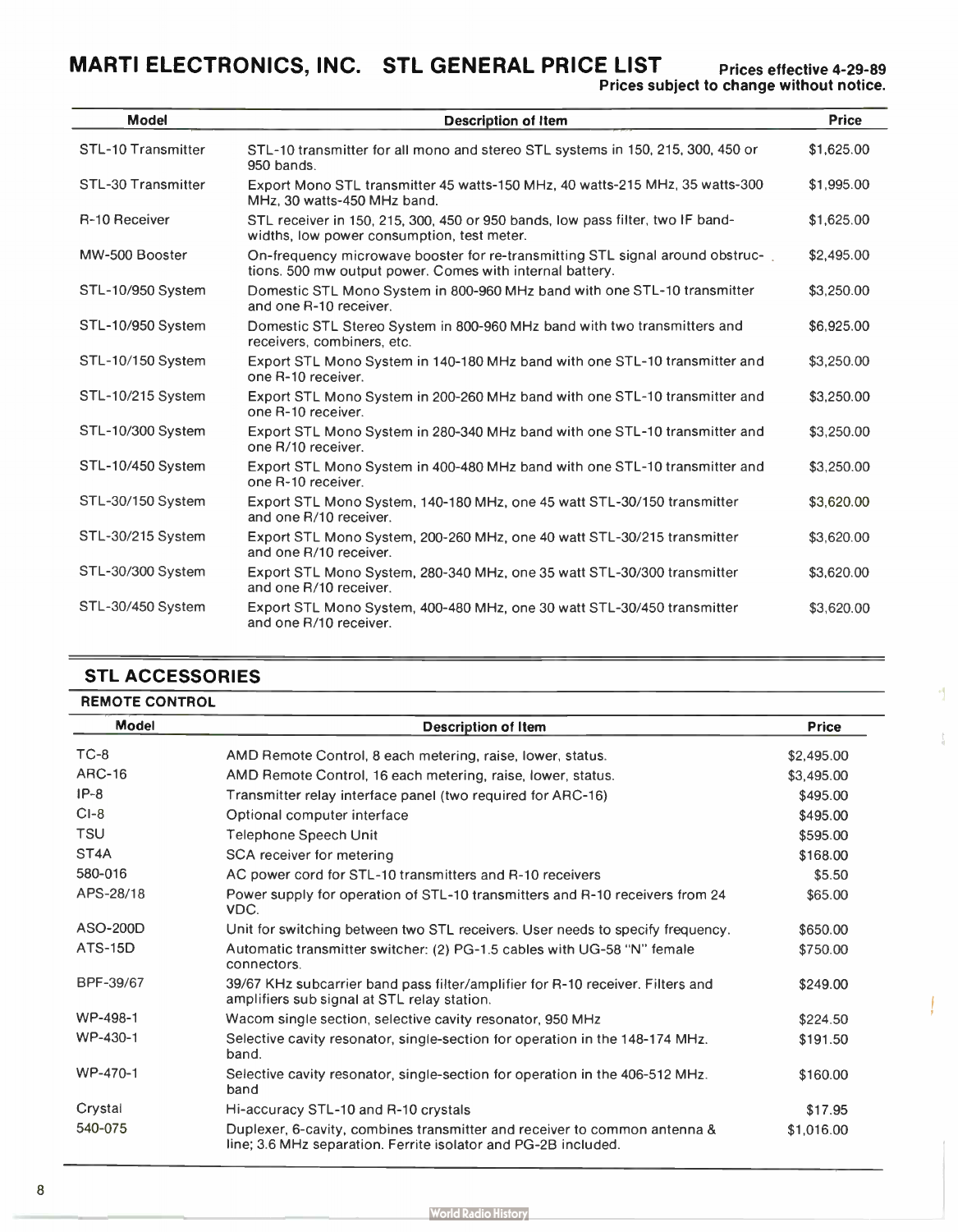# MARTI ELECTRONICS, INC. STL GENERAL PRICE LIST

**Prices effective 4-29-89**
**Prices subject to change without notice.**

| Model | Description of Item | Price |
|---|---|---|
| STL-10 Transmitter | STL-10 transmitter for all mono and stereo STL systems in 150, 215, 300, 450 or 950 bands. | $1,625.00 |
| STL-30 Transmitter | Export Mono STL transmitter 45 watts-150 MHz, 40 watts-215 MHz, 35 watts-300 MHz, 30 watts-450 MHz band. | $1,995.00 |
| R-10 Receiver | STL receiver in 150, 215, 300, 450 or 950 bands, low pass filter, two IF band-widths, low power consumption, test meter. | $1,625.00 |
| MW-500 Booster | On-frequency microwave booster for re-transmitting STL signal around obstruc-tions. 500 mw output power. Comes with internal battery. | $2,495.00 |
| STL-10/950 System | Domestic STL Mono System in 800-960 MHz band with one STL-10 transmitter and one R-10 receiver. | $3,250.00 |
| STL-10/950 System | Domestic STL Stereo System in 800-960 MHz band with two transmitters and receivers, combiners, etc. | $6,925.00 |
| STL-10/150 System | Export STL Mono System in 140-180 MHz band with one STL-10 transmitter and one R-10 receiver. | $3,250.00 |
| STL-10/215 System | Export STL Mono System in 200-260 MHz band with one STL-10 transmitter and one R-10 receiver. | $3,250.00 |
| STL-10/300 System | Export STL Mono System in 280-340 MHz band with one STL-10 transmitter and one R/10 receiver. | $3,250.00 |
| STL-10/450 System | Export STL Mono System in 400-480 MHz band with one STL-10 transmitter and one R-10 receiver. | $3,250.00 |
| STL-30/150 System | Export STL Mono System, 140-180 MHz, one 45 watt STL-30/150 transmitter and one R/10 receiver. | $3,620.00 |
| STL-30/215 System | Export STL Mono System, 200-260 MHz, one 40 watt STL-30/215 transmitter and one R/10 receiver. | $3,620.00 |
| STL-30/300 System | Export STL Mono System, 280-340 MHz, one 35 watt STL-30/300 transmitter and one R/10 receiver. | $3,620.00 |
| STL-30/450 System | Export STL Mono System, 400-480 MHz, one 30 watt STL-30/450 transmitter and one R/10 receiver. | $3,620.00 |

## STL ACCESSORIES

### REMOTE CONTROL

| Model | Description of Item | Price |
|---|---|---|
| TC-8 | AMD Remote Control, 8 each metering, raise, lower, status. | $2,495.00 |
| ARC-16 | AMD Remote Control, 16 each metering, raise, lower, status. | $3,495.00 |
| IP-8 | Transmitter relay interface panel (two required for ARC-16) | $495.00 |
| CI-8 | Optional computer interface | $495.00 |
| TSU | Telephone Speech Unit | $595.00 |
| ST4A | SCA receiver for metering | $168.00 |
| 580-016 | AC power cord for STL-10 transmitters and R-10 receivers | $5.50 |
| APS-28/18 | Power supply for operation of STL-10 transmitters and R-10 receivers from 24 VDC. | $65.00 |
| ASO-200D | Unit for switching between two STL receivers. User needs to specify frequency. | $650.00 |
| ATS-15D | Automatic transmitter switcher: (2) PG-1.5 cables with UG-58 "N" female connectors. | $750.00 |
| BPF-39/67 | 39/67 KHz subcarrier band pass filter/amplifier for R-10 receiver. Filters and amplifiers sub signal at STL relay station. | $249.00 |
| WP-498-1 | Wacom single section, selective cavity resonator, 950 MHz | $224.50 |
| WP-430-1 | Selective cavity resonator, single-section for operation in the 148-174 MHz. band. | $191.50 |
| WP-470-1 | Selective cavity resonator, single-section for operation in the 406-512 MHz. band | $160.00 |
| Crystal | Hi-accuracy STL-10 and R-10 crystals | $17.95 |
| 540-075 | Duplexer, 6-cavity, combines transmitter and receiver to common antenna & line; 3.6 MHz separation. Ferrite isolator and PG-2B included. | $1,016.00 |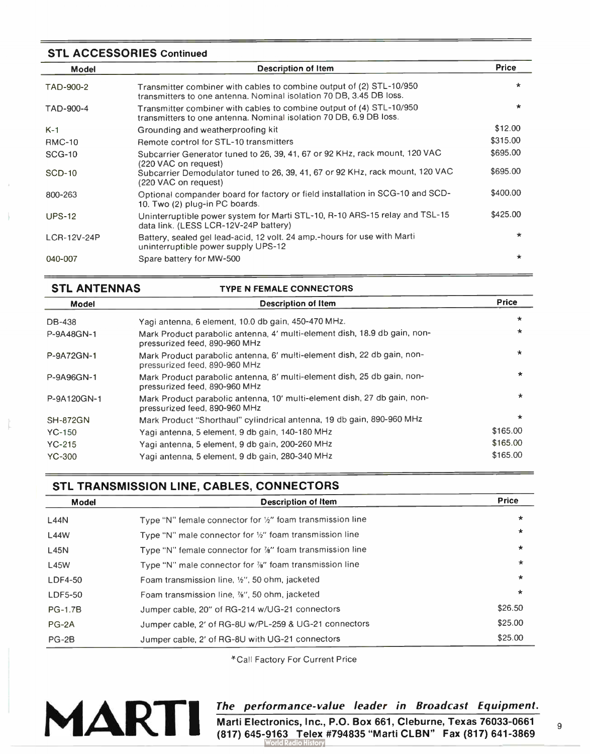## STL ACCESSORIES Continued

| Model | Description of Item | Price |
|---|---|---|
| TAD-900-2 | Transmitter combiner with cables to combine output of (2) STL-10/950 transmitters to one antenna. Nominal isolation 70 DB, 3.45 DB loss. | * |
| TAD-900-4 | Transmitter combiner with cables to combine output of (4) STL-10/950 transmitters to one antenna. Nominal isolation 70 DB, 6.9 DB loss. | * |
| K-1 | Grounding and weatherproofing kit | $12.00 |
| RMC-10 | Remote control for STL-10 transmitters | $315.00 |
| SCG-10 | Subcarrier Generator tuned to 26, 39, 41, 67 or 92 KHz, rack mount, 120 VAC (220 VAC on request) | $695.00 |
| SCD-10 | Subcarrier Demodulator tuned to 26, 39, 41, 67 or 92 KHz, rack mount, 120 VAC (220 VAC on request) | $695.00 |
| 800-263 | Optional compander board for factory or field installation in SCG-10 and SCD-10. Two (2) plug-in PC boards. | $400.00 |
| UPS-12 | Uninterruptible power system for Marti STL-10, R-10 ARS-15 relay and TSL-15 data link. (LESS LCR-12V-24P battery) | $425.00 |
| LCR-12V-24P | Battery, sealed gel lead-acid, 12 volt. 24 amp.-hours for use with Marti uninterruptible power supply UPS-12 | * |
| 040-007 | Spare battery for MW-500 | * |

## STL ANTENNAS

TYPE N FEMALE CONNECTORS

| Model | Description of Item | Price |
|---|---|---|
| DB-438 | Yagi antenna, 6 element, 10.0 db gain, 450-470 MHz. | * |
| P-9A48GN-1 | Mark Product parabolic antenna, 4' multi-element dish, 18.9 db gain, non-pressurized feed, 890-960 MHz | * |
| P-9A72GN-1 | Mark Product parabolic antenna, 6' multi-element dish, 22 db gain, non-pressurized feed, 890-960 MHz | * |
| P-9A96GN-1 | Mark Product parabolic antenna, 8' multi-element dish, 25 db gain, non-pressurized feed, 890-960 MHz | * |
| P-9A120GN-1 | Mark Product parabolic antenna, 10' multi-element dish, 27 db gain, non-pressurized feed, 890-960 MHz | * |
| SH-872GN | Mark Product "Shorthaul" cylindrical antenna, 19 db gain, 890-960 MHz | * |
| YC-150 | Yagi antenna, 5 element, 9 db gain, 140-180 MHz | $165.00 |
| YC-215 | Yagi antenna, 5 element, 9 db gain, 200-260 MHz | $165.00 |
| YC-300 | Yagi antenna, 5 element, 9 db gain, 280-340 MHz | $165.00 |

## STL TRANSMISSION LINE, CABLES, CONNECTORS

| Model | Description of Item | Price |
|---|---|---|
| L44N | Type "N" female connector for ½" foam transmission line | * |
| L44W | Type "N" male connector for ½" foam transmission line | * |
| L45N | Type "N" female connector for ⅞" foam transmission line | * |
| L45W | Type "N" male connector for ⅞" foam transmission line | * |
| LDF4-50 | Foam transmission line, ½", 50 ohm, jacketed | * |
| LDF5-50 | Foam transmission line, ⅞", 50 ohm, jacketed | * |
| PG-1.7B | Jumper cable, 20" of RG-214 w/UG-21 connectors | $26.50 |
| PG-2A | Jumper cable, 2' of RG-8U w/PL-259 & UG-21 connectors | $25.00 |
| PG-2B | Jumper cable, 2' of RG-8U with UG-21 connectors | $25.00 |

*Call Factory For Current Price

**MARTI** *The performance-value leader in Broadcast Equipment.*

**Marti Electronics, Inc., P.O. Box 661, Cleburne, Texas 76033-0661**
**(817) 645-9163 Telex #794835 "Marti CLBN" Fax (817) 641-3869**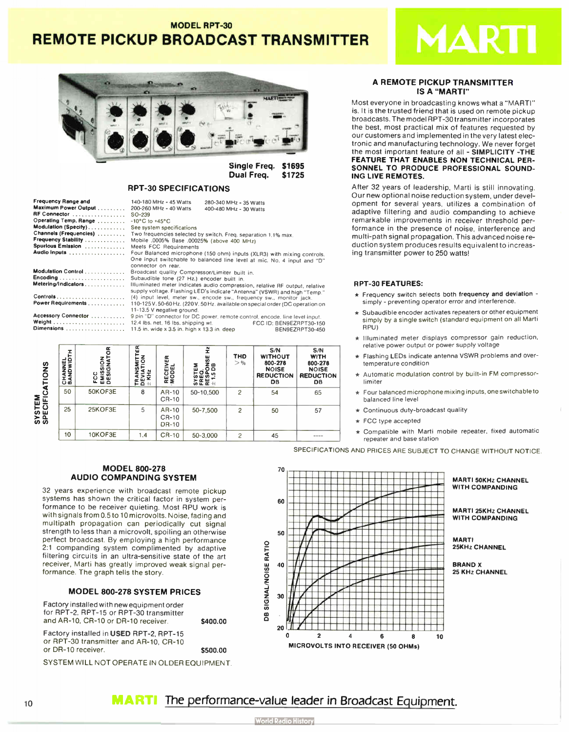# MODEL RPT-30
# REMOTE PICKUP BROADCAST TRANSMITTER

MARTI

Single Freq. $1695
Dual Freq. $1725

## RPT-30 SPECIFICATIONS

| | |
|---|---|
| **Frequency Range and Maximum Power Output** | 140-180 MHz - 45 Watts; 200-260 MHz - 40 Watts; 280-340 MHz - 35 Watts; 400-480 MHz - 30 Watts |
| **RF Connector** | SO-239 |
| **Operating Temp. Range** | -10°C to +45°C |
| **Modulation (Specify)** | See system specifications |
| **Channels (Frequencies)** | Two frequencies selected by switch. Freq. separation 1.1% max. |
| **Frequency Stability** | Mobile .0005% Base .00025% (above 400 MHz) |
| **Spurious Emission** | Meets FCC Requirements |
| **Audio Inputs** | Four Balanced microphone (150 ohm) inputs (XLR3) with mixing controls. One input switchable to balanced line level at mic. No. 4 input and "D" connector on rear. |
| **Modulation Control** | Broadcast quality Compressor/Limiter built in. |
| **Encoding** | Subaudible tone (27 Hz.) encoder built in. |
| **Metering/Indicators** | Illuminated meter indicates audio compression, relative RF output, relative supply voltage. Flashing LED's indicate "Antenna" (VSWR) and high "Temp." |
| **Controls** | (4) input level, meter sw., encode sw., frequency sw., monitor jack. |
| **Power Requirements** | 110-125V, 50-60Hz. (220V, 50Hz. available on special order (DC operation on 11-13.5 V negative ground. |
| **Accessory Connector** | 9 pin "D" connector for DC power, remote control, encode, line level input. |
| **Weight** | 12.4 lbs. net, 16 lbs. shipping wt. FCC ID: BEN9EZRPT30-150 |
| **Dimensions** | 11.5 in. wide x 3.5 in. high x 13.3 in. deep BEN9EZRPT30-450 |

### SYSTEM SPECIFICATIONS

| CHANNEL BANDWIDTH | FCC EMISSION DESIGNATOR | TRANSMITTER DEVIATION ± KHz | RECEIVER MODEL | SYSTEM FREQ. RESPONSE HZ ± 1.5 DB | THD > % | S/N WITHOUT 800-278 NOISE REDUCTION DB | S/N WITH 800-278 NOISE REDUCTION DB |
|---|---|---|---|---|---|---|---|
| 50 | 50KOF3E | 8 | AR-10 CR-10 | 50-10,500 | 2 | 54 | 65 |
| 25 | 25KOF3E | 5 | AR-10 CR-10 DR-10 | 50-7,500 | 2 | 50 | 57 |
| 10 | 10KOF3E | 1.4 | CR-10 | 50-3,000 | 2 | 45 | ---- |

### A REMOTE PICKUP TRANSMITTER IS A "MARTI"

Most everyone in broadcasting knows what a "MARTI" is. It is the trusted friend that is used on remote pickup broadcasts. The model RPT-30 transmitter incorporates the best, most practical mix of features requested by our customers and implemented in the very latest electronic and manufacturing technology. We never forget the most important feature of all - **SIMPLICITY -THE FEATURE THAT ENABLES NON TECHNICAL PERSONNEL TO PRODUCE PROFESSIONAL SOUNDING LIVE REMOTES.**

After 32 years of leadership, Marti is still innovating. Our new optional noise reduction system, under development for several years, utilizes a combination of adaptive filtering and audio companding to achieve remarkable improvements in receiver threshold performance in the presence of noise, interference and multi-path signal propagation. This advanced noise reduction system produces results equivalent to increasing transmitter power to 250 watts!

### RPT-30 FEATURES:

★ Frequency switch selects both **frequency and deviation** - simply - preventing operator error and interference.

★ Subaudible encoder activates repeaters or other equipment simply by a single switch (standard equipment on all Marti RPU)

★ Illuminated meter displays compressor gain reduction, relative power output or power supply voltage

★ Flashing LEDs indicate antenna VSWR problems and over-temperature condition

★ Automatic modulation control by built-in FM compressor-limiter

★ Four balanced microphone mixing inputs, one switchable to balanced line level

★ Continuous duty-broadcast quality

★ FCC type accepted

★ Compatible with Marti mobile repeater, fixed automatic repeater and base station

SPECIFICATIONS AND PRICES ARE SUBJECT TO CHANGE WITHOUT NOTICE.

## MODEL 800-278 AUDIO COMPANDING SYSTEM

32 years experience with broadcast remote pickup systems has shown the critical factor in system performance to be receiver quieting. Most RPU work is with signals from 0.5 to 10 microvolts. Noise, fading and multipath propagation can periodically cut signal strength to less than a microvolt, spoiling an otherwise perfect broadcast. By employing a high performance 2:1 companding system complimented by adaptive filtering circuits in an ultra-sensitive state of the art receiver, Marti has greatly improved weak signal performance. The graph tells the story.

DB SIGNAL/NOISE RATIO vs. MICROVOLTS INTO RECEIVER (50 OHMs): MARTI 50KHz CHANNEL WITH COMPANDING; MARTI 25KHz CHANNEL WITH COMPANDING; MARTI 25KHz CHANNEL; BRAND X 25 KHz CHANNEL

### MODEL 800-278 SYSTEM PRICES

| | |
|---|---|
| Factory installed with new equipment order for RPT-2, RPT-15 or RPT-30 transmitter and AR-10, CR-10 or DR-10 receiver. | $400.00 |
| Factory installed in **USED** RPT-2, RPT-15 or RPT-30 transmitter and AR-10, CR-10 or DR-10 receiver. | $500.00 |

SYSTEM WILL NOT OPERATE IN OLDER EQUIPMENT.

**MARTI** The performance-value leader in Broadcast Equipment.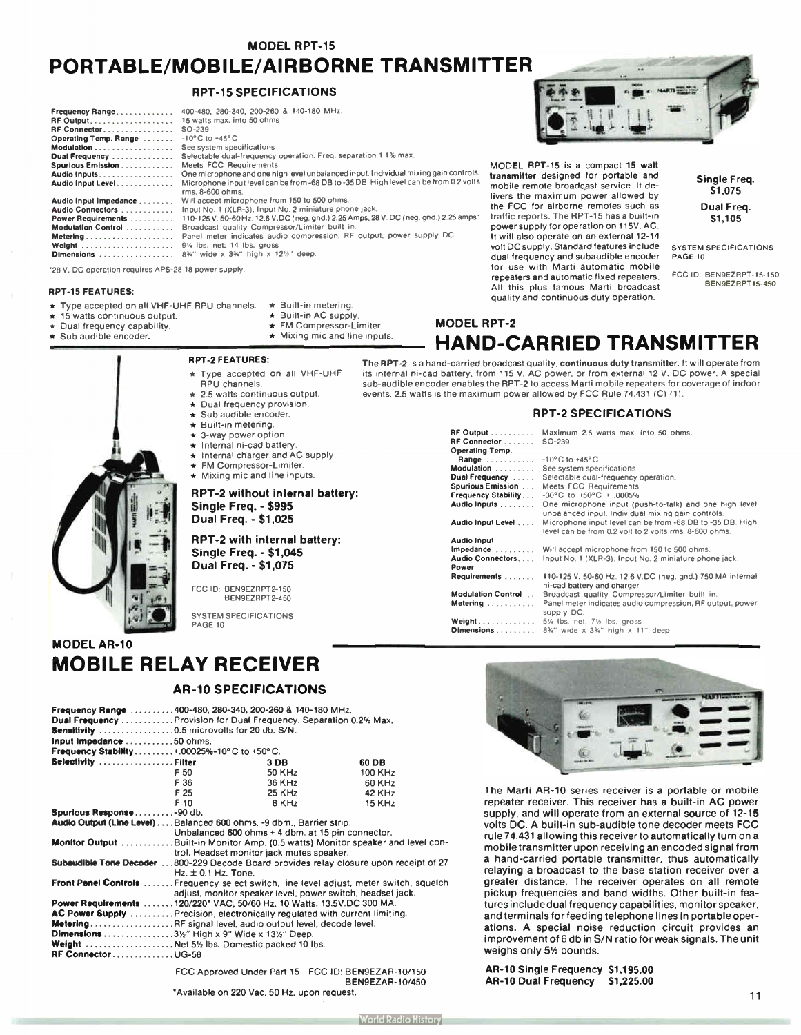MODEL RPT-15

# PORTABLE/MOBILE/AIRBORNE TRANSMITTER

### RPT-15 SPECIFICATIONS

| | |
|---|---|
| **Frequency Range** | 400-480, 280-340, 200-260 & 140-180 MHz. |
| **RF Output** | 15 watts max. into 50 ohms |
| **RF Connector** | SO-239 |
| **Operating Temp. Range** | -10°C to +45°C |
| **Modulation** | See system specifications |
| **Dual Frequency** | Selectable dual-frequency operation. Freq. separation 1.1% max. |
| **Spurious Emission** | Meets FCC Requirements |
| **Audio Inputs** | One microphone and one high level unbalanced input. Individual mixing gain controls. |
| **Audio Input Level** | Microphone input level can be from -68 DB to -35 DB. High level can be from 0.2 volts rms. 8-600 ohms. |
| **Audio Input Impedance** | Will accept microphone from 150 to 500 ohms. |
| **Audio Connectors** | Input No. 1 (XLR-3). Input No. 2 miniature phone jack. |
| **Power Requirements** | 110-125 V. 50-60 Hz. 12.6 V.DC (neg. gnd.) 2.25 Amps. 28 V. DC (neg. gnd.) 2.25 amps* |
| **Modulation Control** | Broadcast quality Compressor/Limiter built in. |
| **Metering** | Panel meter indicates audio compression, RF output, power supply DC. |
| **Weight** | 9¼ lbs. net; 14 lbs. gross |
| **Dimensions** | 8¾" wide x 3¾" high x 12½" deep. |

*28 V. DC operation requires APS-28 18 power supply.

#### RPT-15 FEATURES:

- ★ Type accepted on all VHF-UHF RPU channels.
- ★ 15 watts continuous output.
- ★ Dual frequency capability.
- ★ Sub audible encoder.
- ★ Built-in metering.
- ★ Built-in AC supply.
- ★ FM Compressor-Limiter.
- ★ Mixing mic and line inputs.

MODEL RPT-15 is a compact **15 watt transmitter** designed for portable and mobile remote broadcast service. It delivers the maximum power allowed by the FCC for airborne remotes such as traffic reports. The RPT-15 has a built-in power supply for operation on 115V. AC. It will also operate on an external 12-14 volt DC supply. Standard features include dual frequency and subaudible encoder for use with Marti automatic mobile repeaters and automatic fixed repeaters. All this plus famous Marti broadcast quality and continuous duty operation.

**Single Freq. $1,075**

**Dual Freq. $1,105**

SYSTEM SPECIFICATIONS PAGE 10

FCC ID: BEN9EZRPT-15-150
BEN9EZRPT15-450

MODEL RPT-2

# HAND-CARRIED TRANSMITTER

The **RPT-2** is a hand-carried broadcast quality, **continuous duty transmitter.** It will operate from its internal ni-cad battery, from 115 V. AC power, or from external 12 V. DC power. A special sub-audible encoder enables the RPT-2 to access Marti mobile repeaters for coverage of indoor events. 2.5 watts is the maximum power allowed by FCC Rule 74.431 (C) (1).

#### RPT-2 FEATURES:

- ★ Type accepted on all VHF-UHF RPU channels.
- ★ 2.5 watts continuous output.
- ★ Dual frequency provision.
- ★ Sub audible encoder.
- ★ Built-in metering.
- ★ 3-way power option.
- ★ Internal ni-cad battery.
- ★ Internal charger and AC supply.
- ★ FM Compressor-Limiter.
- ★ Mixing mic and line inputs.

**RPT-2 without internal battery:**
**Single Freq. - $995**
**Dual Freq. - $1,025**

**RPT-2 with internal battery:**
**Single Freq. - $1,045**
**Dual Freq. - $1,075**

FCC ID: BEN9EZRPT2-150
BEN9EZRPT2-450

SYSTEM SPECIFICATIONS PAGE 10

### RPT-2 SPECIFICATIONS

| | |
|---|---|
| **RF Output** | Maximum 2.5 watts max. into 50 ohms. |
| **RF Connector** | SO-239 |
| **Operating Temp. Range** | -10°C to +45°C |
| **Modulation** | See system specifications |
| **Dual Frequency** | Selectable dual-frequency operation. |
| **Spurious Emission** | Meets FCC Requirements |
| **Frequency Stability** | -30°C to +50°C + .0005% |
| **Audio Inputs** | One microphone input (push-to-talk) and one high level unbalanced input. Individual mixing gain controls. |
| **Audio Input Level** | Microphone input level can be from -68 DB to -35 DB. High level can be from 0.2 volt to 2 volts rms. 8-600 ohms. |
| **Audio Input Impedance** | Will accept microphone from 150 to 500 ohms. |
| **Audio Connectors** | Input No. 1 (XLR-3). Input No. 2 miniature phone jack. |
| **Power Requirements** | 110-125 V. 50-60 Hz. 12.6 V.DC (neg. gnd.) 750 MA internal ni-cad battery and charger |
| **Modulation Control** | Broadcast quality Compressor/Limiter built in. |
| **Metering** | Panel meter indicates audio compression, RF output, power supply DC. |
| **Weight** | 5¼ lbs. net; 7½ lbs. gross |
| **Dimensions** | 8¾" wide x 3¾" high x 11" deep |

MODEL AR-10

# MOBILE RELAY RECEIVER

### AR-10 SPECIFICATIONS

| | | | |
|---|---|---|---|
| **Frequency Range** | 400-480, 280-340, 200-260 & 140-180 MHz. | | |
| **Dual Frequency** | Provision for Dual Frequency. Separation 0.2% Max. | | |
| **Sensitivity** | 0.5 microvolts for 20 db. S/N. | | |
| **Input Impedance** | 50 ohms. | | |
| **Frequency Stability** | +.00025%-10°C to +50°C. | | |
| **Selectivity** | Filter | 3 DB | 60 DB |
| | F 50 | 50 KHz | 100 KHz |
| | F 36 | 36 KHz | 60 KHz |
| | F 25 | 25 KHz | 42 KHz |
| | F 10 | 8 KHz | 15 KHz |
| **Spurious Response** | -90 db. | | |
| **Audio Output (Line Level)** | Balanced 600 ohms. -9 dbm., Barrier strip. Unbalanced 600 ohms + 4 dbm. at 15 pin connector. | | |
| **Monitor Output** | Built-in Monitor Amp. (0.5 watts) Monitor speaker and level control. Headset monitor jack mutes speaker. | | |
| **Subaudible Tone Decoder** | 800-229 Decode Board provides relay closure upon receipt of 27 Hz. ± 0.1 Hz. Tone. | | |
| **Front Panel Controls** | Frequency select switch, line level adjust, meter switch, squelch adjust, monitor speaker level, power switch, headset jack. | | |
| **Power Requirements** | 120/220* VAC, 50/60 Hz. 10 Watts. 13.5V.DC 300 MA. | | |
| **AC Power Supply** | Precision, electronically regulated with current limiting. | | |
| **Metering** | RF signal level, audio output level, decode level. | | |
| **Dimensions** | 3½" High x 9" Wide x 13½" Deep. | | |
| **Weight** | Net 5½ lbs. Domestic packed 10 lbs. | | |
| **RF Connector** | UG-58 | | |

FCC Approved Under Part 15 FCC ID: BEN9EZAR-10/150
BEN9EZAR-10/450

*Available on 220 Vac, 50 Hz. upon request.

The Marti AR-10 series receiver is a portable or mobile repeater receiver. This receiver has a built-in AC power supply, and will operate from an external source of 12-15 volts DC. A built-in sub-audible tone decoder meets FCC rule 74.431 allowing this receiver to automatically turn on a mobile transmitter upon receiving an encoded signal from a hand-carried portable transmitter, thus automatically relaying a broadcast to the base station receiver over a greater distance. The receiver operates on all remote pickup frequencies and band widths. Other built-in features include dual frequency capabilities, monitor speaker, and terminals for feeding telephone lines in portable operations. A special noise reduction circuit provides an improvement of 6 db in S/N ratio for weak signals. The unit weighs only 5½ pounds.

**AR-10 Single Frequency $1,195.00**
**AR-10 Dual Frequency $1,225.00**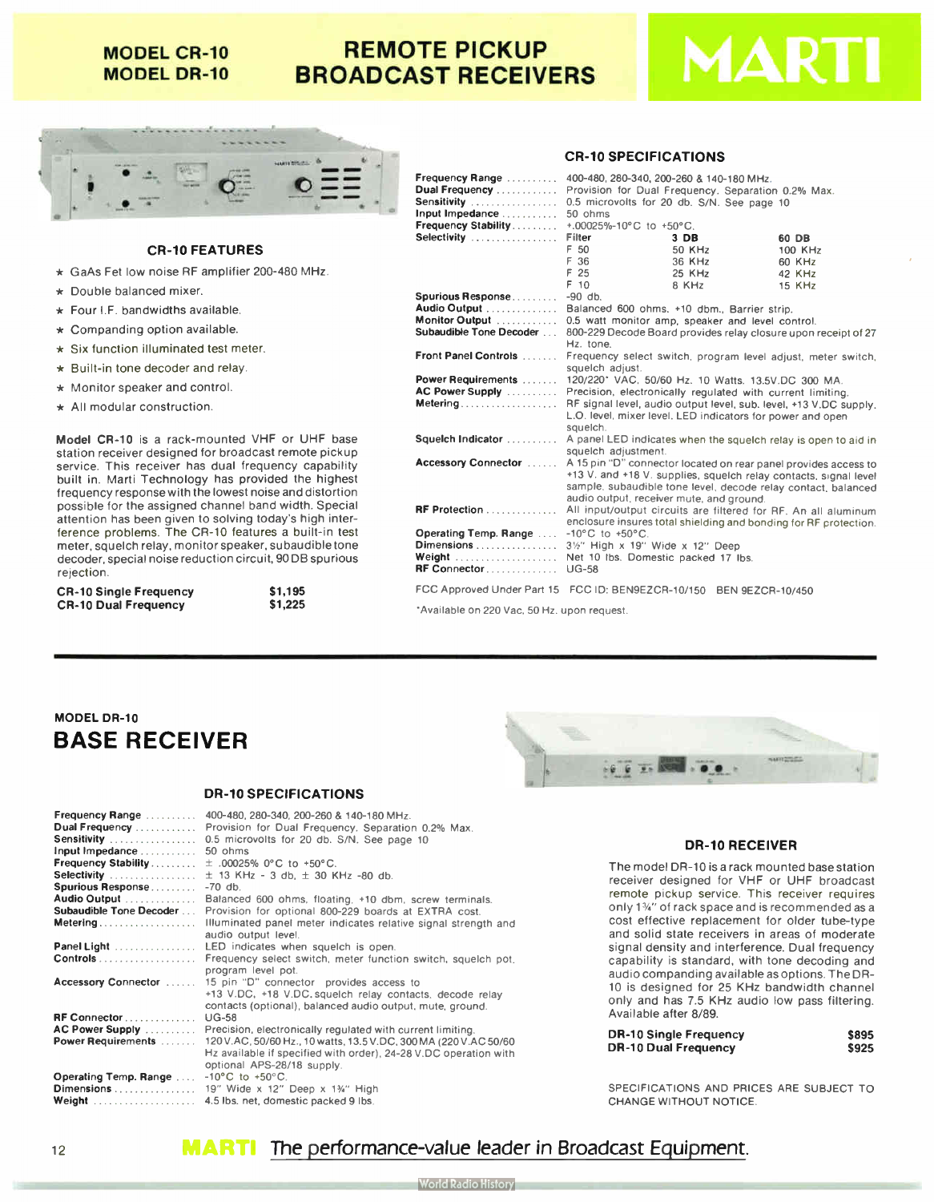# MODEL CR-10
# MODEL DR-10

# REMOTE PICKUP BROADCAST RECEIVERS

MARTI

## CR-10 FEATURES

- ★ GaAs Fet low noise RF amplifier 200-480 MHz.
- ★ Double balanced mixer.
- ★ Four I.F. bandwidths available.
- ★ Companding option available.
- ★ Six function illuminated test meter.
- ★ Built-in tone decoder and relay.
- ★ Monitor speaker and control.
- ★ All modular construction.

**Model CR-10** is a rack-mounted VHF or UHF base station receiver designed for broadcast remote pickup service. This receiver has dual frequency capability built in. Marti Technology has provided the highest frequency response with the lowest noise and distortion possible for the assigned channel band width. Special attention has been given to solving today's high interference problems. The CR-10 features a built-in test meter, squelch relay, monitor speaker, subaudible tone decoder, special noise reduction circuit, 90 DB spurious rejection.

| | |
|---|---|
| **CR-10 Single Frequency** | **$1,195** |
| **CR-10 Dual Frequency** | **$1,225** |

## CR-10 SPECIFICATIONS

**Frequency Range** .......... 400-480, 280-340, 200-260 & 140-180 MHz.

**Dual Frequency** ............ Provision for Dual Frequency. Separation 0.2% Max.

**Sensitivity** ................. 0.5 microvolts for 20 db. S/N. See page 10

**Input Impedance** ........... 50 ohms

**Frequency Stability** ......... +.00025%-10°C to +50°C.

**Selectivity** .................

| Filter | 3 DB | 60 DB |
|---|---|---|
| F 50 | 50 KHz | 100 KHz |
| F 36 | 36 KHz | 60 KHz |
| F 25 | 25 KHz | 42 KHz |
| F 10 | 8 KHz | 15 KHz |

**Spurious Response** ......... -90 db.

**Audio Output** .............. Balanced 600 ohms. +10 dbm., Barrier strip.

**Monitor Output** ............ 0.5 watt monitor amp, speaker and level control.

**Subaudible Tone Decoder** ... 800-229 Decode Board provides relay closure upon receipt of 27 Hz. tone.

**Front Panel Controls** ....... Frequency select switch, program level adjust, meter switch, squelch adjust.

**Power Requirements** ....... 120/220* VAC, 50/60 Hz. 10 Watts. 13.5V.DC 300 MA.

**AC Power Supply** .......... Precision, electronically regulated with current limiting.

**Metering** ................... RF signal level, audio output level, sub. level, +13 V.DC supply. L.O. level, mixer level. LED indicators for power and open squelch.

**Squelch Indicator** .......... A panel LED indicates when the squelch relay is open to aid in squelch adjustment.

**Accessory Connector** ...... A 15 pin "D" connector located on rear panel provides access to +13 V. and +18 V. supplies, squelch relay contacts, signal level sample, subaudible tone level, decode relay contact, balanced audio output, receiver mute, and ground.

**RF Protection** .............. All input/output circuits are filtered for RF. An all aluminum enclosure insures total shielding and bonding for RF protection.

**Operating Temp. Range** .... -10°C to +50°C.

**Dimensions** ................ 3½" High x 19" Wide x 12" Deep

**Weight** .................... Net 10 lbs. Domestic packed 17 lbs.

**RF Connector** .............. UG-58

FCC Approved Under Part 15 FCC ID: BEN9EZCR-10/150 BEN 9EZCR-10/450

*Available on 220 Vac, 50 Hz. upon request.

---

### MODEL DR-10
# BASE RECEIVER

## DR-10 SPECIFICATIONS

**Frequency Range** .......... 400-480, 280-340, 200-260 & 140-180 MHz.

**Dual Frequency** ............ Provision for Dual Frequency. Separation 0.2% Max.

**Sensitivity** ................. 0.5 microvolts for 20 db. S/N. See page 10

**Input Impedance** ........... 50 ohms

**Frequency Stability** ......... ± .00025% 0°C to +50°C.

**Selectivity** ................. ± 13 KHz - 3 db, ± 30 KHz -80 db.

**Spurious Response** ......... -70 db.

**Audio Output** .............. Balanced 600 ohms, floating, +10 dbm, screw terminals.

**Subaudible Tone Decoder** ... Provision for optional 800-229 boards at EXTRA cost.

**Metering** ................... Illuminated panel meter indicates relative signal strength and audio output level.

**Panel Light** ................ LED indicates when squelch is open.

**Controls** ................... Frequency select switch, meter function switch, squelch pot, program level pot.

**Accessory Connector** ...... 15 pin "D" connector provides access to +13 V.DC, +18 V.DC. squelch relay contacts, decode relay contacts (optional), balanced audio output, mute, ground.

**RF Connector** .............. UG-58

**AC Power Supply** .......... Precision, electronically regulated with current limiting.

**Power Requirements** ....... 120 V.AC, 50/60 Hz., 10 watts, 13.5 V.DC, 300 MA (220 V.AC 50/60 Hz available if specified with order), 24-28 V.DC operation with optional APS-28/18 supply.

**Operating Temp. Range** .... -10°C to +50°C.

**Dimensions** ................ 19" Wide x 12" Deep x 1¾" High

**Weight** .................... 4.5 lbs. net, domestic packed 9 lbs.

## DR-10 RECEIVER

The model DR-10 is a rack mounted base station receiver designed for VHF or UHF broadcast remote pickup service. This receiver requires only 1¾" of rack space and is recommended as a cost effective replacement for older tube-type and solid state receivers in areas of moderate signal density and interference. Dual frequency capability is standard, with tone decoding and audio companding available as options. The DR-10 is designed for 25 KHz bandwidth channel only and has 7.5 KHz audio low pass filtering. Available after 8/89.

| | |
|---|---|
| **DR-10 Single Frequency** | **$895** |
| **DR-10 Dual Frequency** | **$925** |

SPECIFICATIONS AND PRICES ARE SUBJECT TO CHANGE WITHOUT NOTICE.

**MARTI** The performance-value leader in Broadcast Equipment.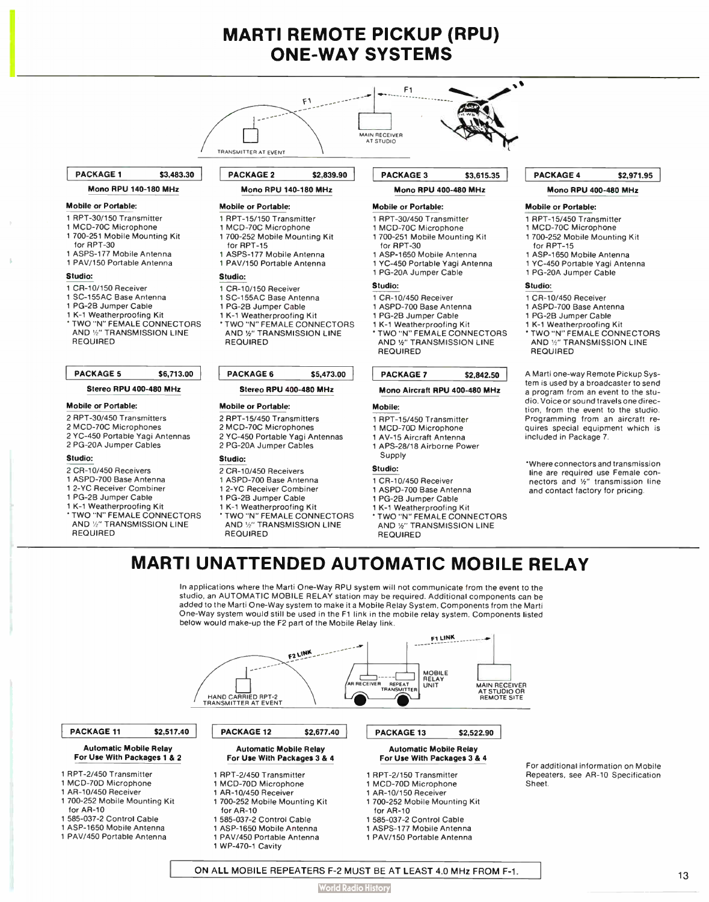# MARTI REMOTE PICKUP (RPU) ONE-WAY SYSTEMS

F1 — TRANSMITTER AT EVENT — MAIN RECEIVER AT STUDIO — F1

**PACKAGE 1 — $3,483.30**

**Mono RPU 140-180 MHz**

**Mobile or Portable:**

- 1 RPT-30/150 Transmitter
- 1 MCD-70C Microphone
- 1 700-251 Mobile Mounting Kit for RPT-30
- 1 ASPS-177 Mobile Antenna
- 1 PAV/150 Portable Antenna

**Studio:**

- 1 CR-10/150 Receiver
- 1 SC-155AC Base Antenna
- 1 PG-2B Jumper Cable
- 1 K-1 Weatherproofing Kit
- * TWO "N" FEMALE CONNECTORS AND ½" TRANSMISSION LINE REQUIRED

**PACKAGE 2 — $2,839.90**

**Mono RPU 140-180 MHz**

**Mobile or Portable:**

- 1 RPT-15/150 Transmitter
- 1 MCD-70C Microphone
- 1 700-252 Mobile Mounting Kit for RPT-15
- 1 ASPS-177 Mobile Antenna
- 1 PAV/150 Portable Antenna

**Studio:**

- 1 CR-10/150 Receiver
- 1 SC-155AC Base Antenna
- 1 PG-2B Jumper Cable
- 1 K-1 Weatherproofing Kit
- * TWO "N" FEMALE CONNECTORS AND ½" TRANSMISSION LINE REQUIRED

**PACKAGE 3 — $3,615.35**

**Mono RPU 400-480 MHz**

**Mobile or Portable:**

- 1 RPT-30/450 Transmitter
- 1 MCD-70C Microphone
- 1 700-251 Mobile Mounting Kit for RPT-30
- 1 ASP-1650 Mobile Antenna
- 1 YC-450 Portable Yagi Antenna
- 1 PG-20A Jumper Cable

**Studio:**

- 1 CR-10/450 Receiver
- 1 ASPD-700 Base Antenna
- 1 PG-2B Jumper Cable
- 1 K-1 Weatherproofing Kit
- * TWO "N" FEMALE CONNECTORS AND ½" TRANSMISSION LINE REQUIRED

**PACKAGE 4 — $2,971.95**

**Mono RPU 400-480 MHz**

**Mobile or Portable:**

- 1 RPT-15/450 Transmitter
- 1 MCD-70C Microphone
- 1 700-252 Mobile Mounting Kit for RPT-15
- 1 ASP-1650 Mobile Antenna
- 1 YC-450 Portable Yagi Antenna
- 1 PG-20A Jumper Cable

**Studio:**

- 1 CR-10/450 Receiver
- 1 ASPD-700 Base Antenna
- 1 PG-2B Jumper Cable
- 1 K-1 Weatherproofing Kit
- * TWO "N" FEMALE CONNECTORS AND ½" TRANSMISSION LINE REQUIRED

**PACKAGE 5 — $6,713.00**

**Stereo RPU 400-480 MHz**

**Mobile or Portable:**

- 2 RPT-30/450 Transmitters
- 2 MCD-70C Microphones
- 2 YC-450 Portable Yagi Antennas
- 2 PG-20A Jumper Cables

**Studio:**

- 2 CR-10/450 Receivers
- 1 ASPD-700 Base Antenna
- 1 2-YC Receiver Combiner
- 1 PG-2B Jumper Cable
- 1 K-1 Weatherproofing Kit
- * TWO "N" FEMALE CONNECTORS AND ½" TRANSMISSION LINE REQUIRED

**PACKAGE 6 — $5,473.00**

**Stereo RPU 400-480 MHz**

**Mobile or Portable:**

- 2 RPT-15/450 Transmitters
- 2 MCD-70C Microphones
- 2 YC-450 Portable Yagi Antennas
- 2 PG-20A Jumper Cables

**Studio:**

- 2 CR-10/450 Receivers
- 1 ASPD-700 Base Antenna
- 1 2-YC Receiver Combiner
- 1 PG-2B Jumper Cable
- 1 K-1 Weatherproofing Kit
- * TWO "N" FEMALE CONNECTORS AND ½" TRANSMISSION LINE REQUIRED

**PACKAGE 7 — $2,842.50**

**Mono Aircraft RPU 400-480 MHz**

**Mobile:**

- 1 RPT-15/450 Transmitter
- 1 MCD-70C Microphone
- 1 AV-15 Aircraft Antenna
- 1 APS-28/18 Airborne Power Supply

**Studio:**

- 1 CR-10/450 Receiver
- 1 ASPD-700 Base Antenna
- 1 PG-2B Jumper Cable
- 1 K-1 Weatherproofing Kit
- * TWO "N" FEMALE CONNECTORS AND ½" TRANSMISSION LINE REQUIRED

A Marti one-way Remote Pickup System is used by a broadcaster to send a program from an event to the studio. Voice or sound travels one direction, from the event to the studio. Programming from an aircraft requires special equipment which is included in Package 7.

*Where connectors and transmission line are required use Female connectors and ½" transmission line and contact factory for pricing.

# MARTI UNATTENDED AUTOMATIC MOBILE RELAY

In applications where the Marti One-Way RPU system will not communicate from the event to the studio, an AUTOMATIC MOBILE RELAY station may be required. Additional components can be added to the Marti One-Way system to make it a Mobile Relay System. Components from the Marti One-Way system would still be used in the F1 link in the mobile relay system. Components listed below would make-up the F2 part of the Mobile Relay link.

F2 LINK — HAND CARRIED RPT-2 TRANSMITTER AT EVENT — AR RECEIVER — REPEAT TRANSMITTER — MOBILE RELAY UNIT — F1 LINK — MAIN RECEIVER AT STUDIO OR REMOTE SITE

**PACKAGE 11 — $2,517.40**

**Automatic Mobile Relay For Use With Packages 1 & 2**

- 1 RPT-2/450 Transmitter
- 1 MCD-70D Microphone
- 1 AR-10/450 Receiver
- 1 700-252 Mobile Mounting Kit for AR-10
- 1 585-037-2 Control Cable
- 1 ASP-1650 Mobile Antenna
- 1 PAV/450 Portable Antenna

**PACKAGE 12 — $2,677.40**

**Automatic Mobile Relay For Use With Packages 3 & 4**

- 1 RPT-2/450 Transmitter
- 1 MCD-70D Microphone
- 1 AR-10/450 Receiver
- 1 700-252 Mobile Mounting Kit for AR-10
- 1 585-037-2 Control Cable
- 1 ASP-1650 Mobile Antenna
- 1 PAV/450 Portable Antenna
- 1 WP-470-1 Cavity

**PACKAGE 13 — $2,522.90**

**Automatic Mobile Relay For Use With Packages 3 & 4**

- 1 RPT-2/150 Transmitter
- 1 MCD-70D Microphone
- 1 AR-10/150 Receiver
- 1 700-252 Mobile Mounting Kit for AR-10
- 1 585-037-2 Control Cable
- 1 ASPS-177 Mobile Antenna
- 1 PAV/150 Portable Antenna

For additional information on Mobile Repeaters, see AR-10 Specification Sheet.

ON ALL MOBILE REPEATERS F-2 MUST BE AT LEAST 4.0 MHz FROM F-1.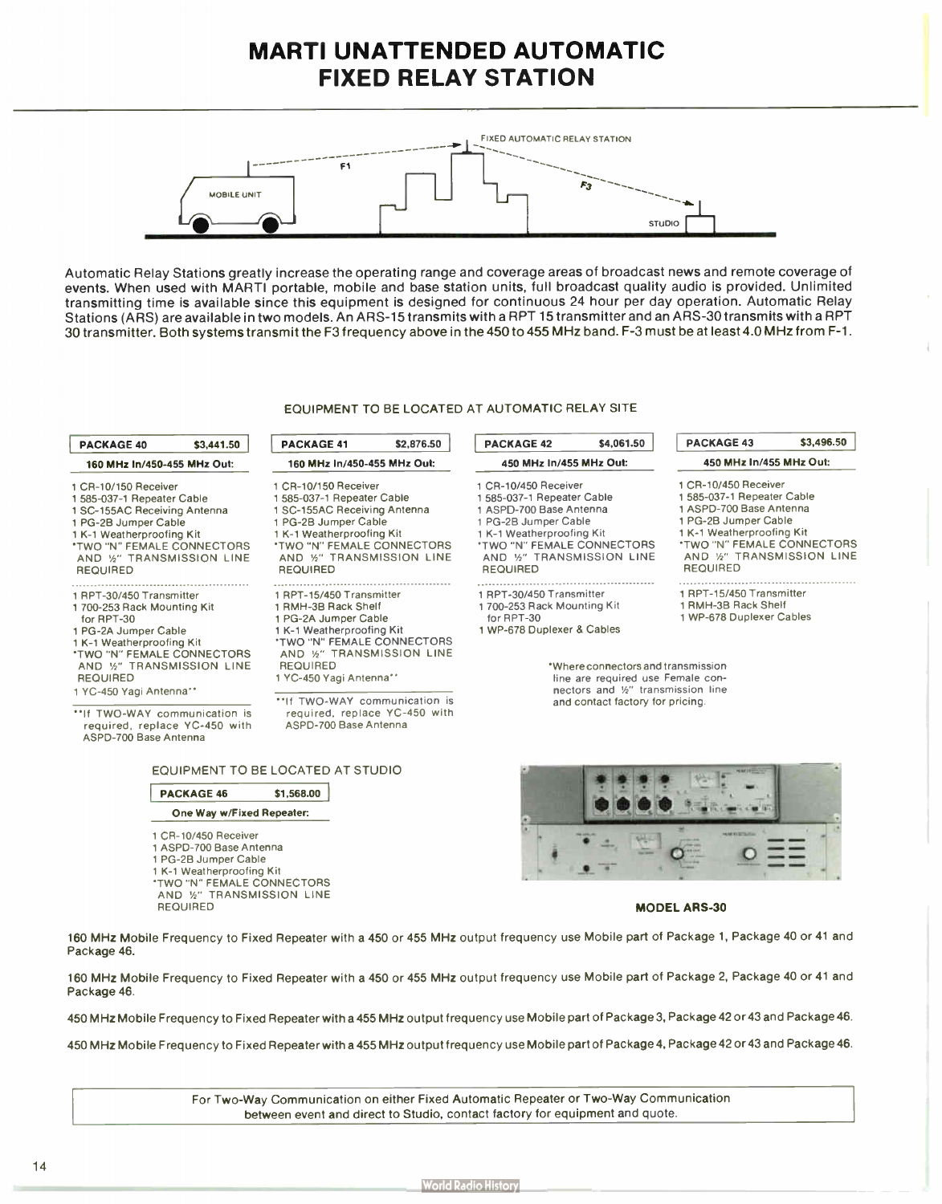# MARTI UNATTENDED AUTOMATIC FIXED RELAY STATION

FIXED AUTOMATIC RELAY STATION

F1

F3

MOBILE UNIT

STUDIO

Automatic Relay Stations greatly increase the operating range and coverage areas of broadcast news and remote coverage of events. When used with MARTI portable, mobile and base station units, full broadcast quality audio is provided. Unlimited transmitting time is available since this equipment is designed for continuous 24 hour per day operation. Automatic Relay Stations (ARS) are available in two models. An ARS-15 transmits with a RPT 15 transmitter and an ARS-30 transmits with a RPT 30 transmitter. Both systems transmit the F3 frequency above in the 450 to 455 MHz band. F-3 must be at least 4.0 MHz from F-1.

## EQUIPMENT TO BE LOCATED AT AUTOMATIC RELAY SITE

**PACKAGE 40 — $3,441.50**

**160 MHz In/450-455 MHz Out:**

- 1 CR-10/150 Receiver
- 1 585-037-1 Repeater Cable
- 1 SC-155AC Receiving Antenna
- 1 PG-2B Jumper Cable
- 1 K-1 Weatherproofing Kit
- *TWO "N" FEMALE CONNECTORS AND ½" TRANSMISSION LINE REQUIRED

- 1 RPT-30/450 Transmitter
- 1 700-253 Rack Mounting Kit for RPT-30
- 1 PG-2A Jumper Cable
- 1 K-1 Weatherproofing Kit
- *TWO "N" FEMALE CONNECTORS AND ½" TRANSMISSION LINE REQUIRED
- 1 YC-450 Yagi Antenna**

**If TWO-WAY communication is required, replace YC-450 with ASPD-700 Base Antenna

**PACKAGE 41 — $2,876.50**

**160 MHz In/450-455 MHz Out:**

- 1 CR-10/150 Receiver
- 1 585-037-1 Repeater Cable
- 1 SC-155AC Receiving Antenna
- 1 PG-2B Jumper Cable
- 1 K-1 Weatherproofing Kit
- *TWO "N" FEMALE CONNECTORS AND ½" TRANSMISSION LINE REQUIRED

- 1 RPT-15/450 Transmitter
- 1 RMH-3B Rack Shelf
- 1 PG-2A Jumper Cable
- 1 K-1 Weatherproofing Kit
- *TWO "N" FEMALE CONNECTORS AND ½" TRANSMISSION LINE REQUIRED
- 1 YC-450 Yagi Antenna**

**If TWO-WAY communication is required, replace YC-450 with ASPD-700 Base Antenna

**PACKAGE 42 — $4,061.50**

**450 MHz In/455 MHz Out:**

- 1 CR-10/450 Receiver
- 1 585-037-1 Repeater Cable
- 1 ASPD-700 Base Antenna
- 1 PG-2B Jumper Cable
- 1 K-1 Weatherproofing Kit
- *TWO "N" FEMALE CONNECTORS AND ½" TRANSMISSION LINE REQUIRED

- 1 RPT-30/450 Transmitter
- 1 700-253 Rack Mounting Kit for RPT-30
- 1 WP-678 Duplexer & Cables

**PACKAGE 43 — $3,496.50**

**450 MHz In/455 MHz Out:**

- 1 CR-10/450 Receiver
- 1 585-037-1 Repeater Cable
- 1 ASPD-700 Base Antenna
- 1 PG-2B Jumper Cable
- 1 K-1 Weatherproofing Kit
- *TWO "N" FEMALE CONNECTORS AND ½" TRANSMISSION LINE REQUIRED

- 1 RPT-15/450 Transmitter
- 1 RMH-3B Rack Shelf
- 1 WP-678 Duplexer Cables

*Where connectors and transmission line are required use Female connectors and ½" transmission line and contact factory for pricing.

## EQUIPMENT TO BE LOCATED AT STUDIO

**PACKAGE 46 — $1,568.00**

**One Way w/Fixed Repeater:**

- 1 CR-10/450 Receiver
- 1 ASPD-700 Base Antenna
- 1 PG-2B Jumper Cable
- 1 K-1 Weatherproofing Kit
- *TWO "N" FEMALE CONNECTORS AND ½" TRANSMISSION LINE REQUIRED

**MODEL ARS-30**

160 MHz Mobile Frequency to Fixed Repeater with a 450 or 455 MHz output frequency use Mobile part of Package 1, Package 40 or 41 and Package 46.

160 MHz Mobile Frequency to Fixed Repeater with a 450 or 455 MHz output frequency use Mobile part of Package 2, Package 40 or 41 and Package 46.

450 MHz Mobile Frequency to Fixed Repeater with a 455 MHz output frequency use Mobile part of Package 3, Package 42 or 43 and Package 46.

450 MHz Mobile Frequency to Fixed Repeater with a 455 MHz output frequency use Mobile part of Package 4, Package 42 or 43 and Package 46.

For Two-Way Communication on either Fixed Automatic Repeater or Two-Way Communication between event and direct to Studio, contact factory for equipment and quote.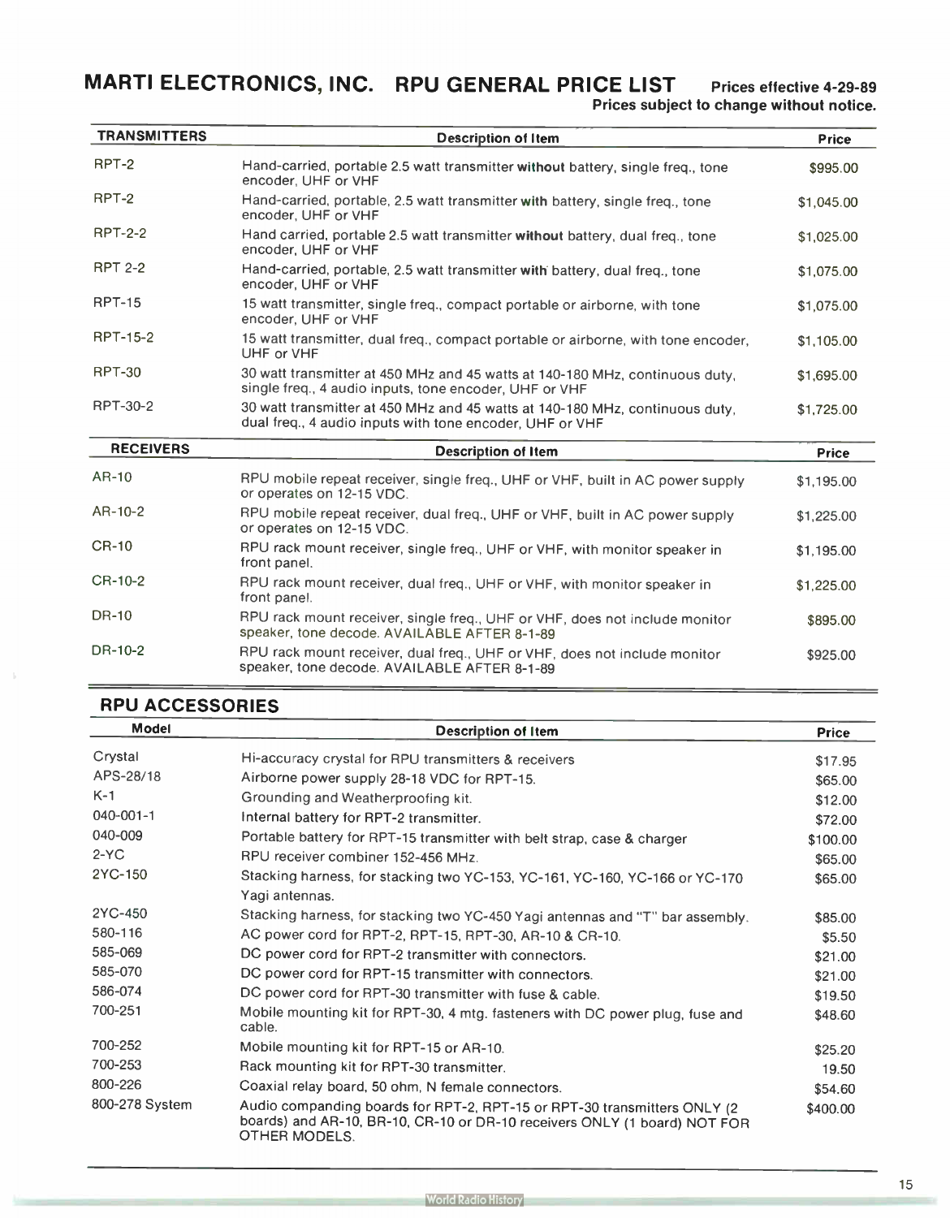# MARTI ELECTRONICS, INC. RPU GENERAL PRICE LIST

**Prices effective 4-29-89**
**Prices subject to change without notice.**

| TRANSMITTERS | Description of Item | Price |
|---|---|---|
| RPT-2 | Hand-carried, portable 2.5 watt transmitter **without** battery, single freq., tone encoder, UHF or VHF | $995.00 |
| RPT-2 | Hand-carried, portable, 2.5 watt transmitter **with** battery, single freq., tone encoder, UHF or VHF | $1,045.00 |
| RPT-2-2 | Hand carried, portable 2.5 watt transmitter **without** battery, dual freq., tone encoder, UHF or VHF | $1,025.00 |
| RPT 2-2 | Hand-carried, portable, 2.5 watt transmitter **with** battery, dual freq., tone encoder, UHF or VHF | $1,075.00 |
| RPT-15 | 15 watt transmitter, single freq., compact portable or airborne, with tone encoder, UHF or VHF | $1,075.00 |
| RPT-15-2 | 15 watt transmitter, dual freq., compact portable or airborne, with tone encoder, UHF or VHF | $1,105.00 |
| RPT-30 | 30 watt transmitter at 450 MHz and 45 watts at 140-180 MHz, continuous duty, single freq., 4 audio inputs, tone encoder, UHF or VHF | $1,695.00 |
| RPT-30-2 | 30 watt transmitter at 450 MHz and 45 watts at 140-180 MHz, continuous duty, dual freq., 4 audio inputs with tone encoder, UHF or VHF | $1,725.00 |

| RECEIVERS | Description of Item | Price |
|---|---|---|
| AR-10 | RPU mobile repeat receiver, single freq., UHF or VHF, built in AC power supply or operates on 12-15 VDC. | $1,195.00 |
| AR-10-2 | RPU mobile repeat receiver, dual freq., UHF or VHF, built in AC power supply or operates on 12-15 VDC. | $1,225.00 |
| CR-10 | RPU rack mount receiver, single freq., UHF or VHF, with monitor speaker in front panel. | $1,195.00 |
| CR-10-2 | RPU rack mount receiver, dual freq., UHF or VHF, with monitor speaker in front panel. | $1,225.00 |
| DR-10 | RPU rack mount receiver, single freq., UHF or VHF, does not include monitor speaker, tone decode. AVAILABLE AFTER 8-1-89 | $895.00 |
| DR-10-2 | RPU rack mount receiver, dual freq., UHF or VHF, does not include monitor speaker, tone decode. AVAILABLE AFTER 8-1-89 | $925.00 |

## RPU ACCESSORIES

| Model | Description of Item | Price |
|---|---|---|
| Crystal | Hi-accuracy crystal for RPU transmitters & receivers | $17.95 |
| APS-28/18 | Airborne power supply 28-18 VDC for RPT-15. | $65.00 |
| K-1 | Grounding and Weatherproofing kit. | $12.00 |
| 040-001-1 | Internal battery for RPT-2 transmitter. | $72.00 |
| 040-009 | Portable battery for RPT-15 transmitter with belt strap, case & charger | $100.00 |
| 2-YC | RPU receiver combiner 152-456 MHz. | $65.00 |
| 2YC-150 | Stacking harness, for stacking two YC-153, YC-161, YC-160, YC-166 or YC-170 Yagi antennas. | $65.00 |
| 2YC-450 | Stacking harness, for stacking two YC-450 Yagi antennas and "T" bar assembly. | $85.00 |
| 580-116 | AC power cord for RPT-2, RPT-15, RPT-30, AR-10 & CR-10. | $5.50 |
| 585-069 | DC power cord for RPT-2 transmitter with connectors. | $21.00 |
| 585-070 | DC power cord for RPT-15 transmitter with connectors. | $21.00 |
| 586-074 | DC power cord for RPT-30 transmitter with fuse & cable. | $19.50 |
| 700-251 | Mobile mounting kit for RPT-30, 4 mtg. fasteners with DC power plug, fuse and cable. | $48.60 |
| 700-252 | Mobile mounting kit for RPT-15 or AR-10. | $25.20 |
| 700-253 | Rack mounting kit for RPT-30 transmitter. | 19.50 |
| 800-226 | Coaxial relay board, 50 ohm, N female connectors. | $54.60 |
| 800-278 System | Audio companding boards for RPT-2, RPT-15 or RPT-30 transmitters ONLY (2 boards) and AR-10, BR-10, CR-10 or DR-10 receivers ONLY (1 board) NOT FOR OTHER MODELS. | $400.00 |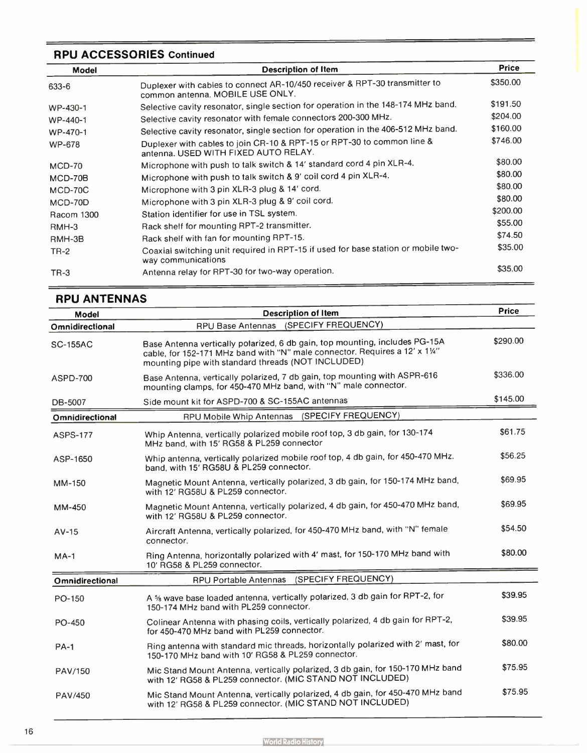## RPU ACCESSORIES Continued

| Model | Description of Item | Price |
|---|---|---|
| 633-6 | Duplexer with cables to connect AR-10/450 receiver & RPT-30 transmitter to common antenna. MOBILE USE ONLY. | $350.00 |
| WP-430-1 | Selective cavity resonator, single section for operation in the 148-174 MHz band. | $191.50 |
| WP-440-1 | Selective cavity resonator with female connectors 200-300 MHz. | $204.00 |
| WP-470-1 | Selective cavity resonator, single section for operation in the 406-512 MHz band. | $160.00 |
| WP-678 | Duplexer with cables to join CR-10 & RPT-15 or RPT-30 to common line & antenna. USED WITH FIXED AUTO RELAY. | $746.00 |
| MCD-70 | Microphone with push to talk switch & 14′ standard cord 4 pin XLR-4. | $80.00 |
| MCD-70B | Microphone with push to talk switch & 9′ coil cord 4 pin XLR-4. | $80.00 |
| MCD-70C | Microphone with 3 pin XLR-3 plug & 14′ cord. | $80.00 |
| MCD-70D | Microphone with 3 pin XLR-3 plug & 9′ coil cord. | $80.00 |
| Racom 1300 | Station identifier for use in TSL system. | $200.00 |
| RMH-3 | Rack shelf for mounting RPT-2 transmitter. | $55.00 |
| RMH-3B | Rack shelf with fan for mounting RPT-15. | $74.50 |
| TR-2 | Coaxial switching unit required in RPT-15 if used for base station or mobile two-way communications | $35.00 |
| TR-3 | Antenna relay for RPT-30 for two-way operation. | $35.00 |

## RPU ANTENNAS

| Model | Description of Item | Price |
|---|---|---|
| **Omnidirectional** | RPU Base Antennas (SPECIFY FREQUENCY) | |
| SC-155AC | Base Antenna vertically polarized, 6 db gain, top mounting, includes PG-15A cable, for 152-171 MHz band with "N" male connector. Requires a 12′ x 1¼″ mounting pipe with standard threads (NOT INCLUDED) | $290.00 |
| ASPD-700 | Base Antenna, vertically polarized, 7 db gain, top mounting with ASPR-616 mounting clamps, for 450-470 MHz band, with "N" male connector. | $336.00 |
| DB-5007 | Side mount kit for ASPD-700 & SC-155AC antennas | $145.00 |
| **Omnidirectional** | RPU Mobile Whip Antennas (SPECIFY FREQUENCY) | |
| ASPS-177 | Whip Antenna, vertically polarized mobile roof top, 3 db gain, for 130-174 MHz band, with 15′ RG58 & PL259 connector | $61.75 |
| ASP-1650 | Whip antenna, vertically polarized mobile roof top, 4 db gain, for 450-470 MHz. band, with 15′ RG58U & PL259 connector. | $56.25 |
| MM-150 | Magnetic Mount Antenna, vertically polarized, 3 db gain, for 150-174 MHz band, with 12′ RG58U & PL259 connector. | $69.95 |
| MM-450 | Magnetic Mount Antenna, vertically polarized, 4 db gain, for 450-470 MHz band, with 12′ RG58U & PL259 connector. | $69.95 |
| AV-15 | Aircraft Antenna, vertically polarized, for 450-470 MHz band, with "N" female connector. | $54.50 |
| MA-1 | Ring Antenna, horizontally polarized with 4′ mast, for 150-170 MHz band with 10′ RG58 & PL259 connector. | $80.00 |
| **Omnidirectional** | RPU Portable Antennas (SPECIFY FREQUENCY) | |
| PO-150 | A ⅝ wave base loaded antenna, vertically polarized, 3 db gain for RPT-2, for 150-174 MHz band with PL259 connector. | $39.95 |
| PO-450 | Colinear Antenna with phasing coils, vertically polarized, 4 db gain for RPT-2, for 450-470 MHz band with PL259 connector. | $39.95 |
| PA-1 | Ring antenna with standard mic threads, horizontally polarized with 2′ mast, for 150-170 MHz band with 10′ RG58 & PL259 connector. | $80.00 |
| PAV/150 | Mic Stand Mount Antenna, vertically polarized, 3 db gain, for 150-170 MHz band with 12′ RG58 & PL259 connector. (MIC STAND NOT INCLUDED) | $75.95 |
| PAV/450 | Mic Stand Mount Antenna, vertically polarized, 4 db gain, for 450-470 MHz band with 12′ RG58 & PL259 connector. (MIC STAND NOT INCLUDED) | $75.95 |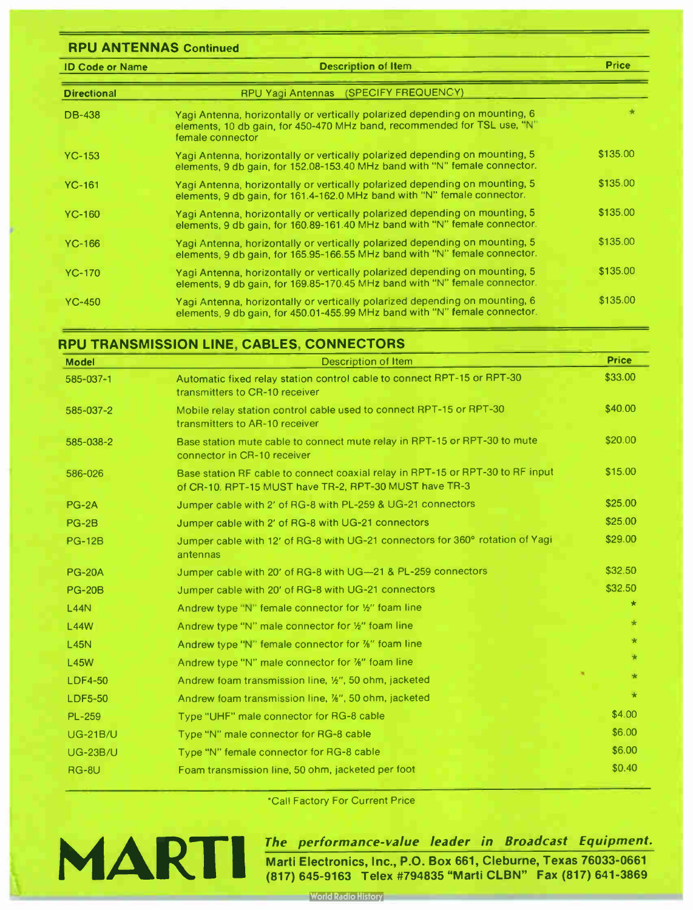## RPU ANTENNAS Continued

| ID Code or Name | Description of Item | Price |
|---|---|---|
| **Directional** | RPU Yagi Antennas (SPECIFY FREQUENCY) | |
| DB-438 | Yagi Antenna, horizontally or vertically polarized depending on mounting, 6 elements, 10 db gain, for 450-470 MHz band, recommended for TSL use, "N" female connector | * |
| YC-153 | Yagi Antenna, horizontally or vertically polarized depending on mounting, 5 elements, 9 db gain, for 152.08-153.40 MHz band with "N" female connector. | $135.00 |
| YC-161 | Yagi Antenna, horizontally or vertically polarized depending on mounting, 5 elements, 9 db gain, for 161.4-162.0 MHz band with "N" female connector. | $135.00 |
| YC-160 | Yagi Antenna, horizontally or vertically polarized depending on mounting, 5 elements, 9 db gain, for 160.89-161.40 MHz band with "N" female connector. | $135.00 |
| YC-166 | Yagi Antenna, horizontally or vertically polarized depending on mounting, 5 elements, 9 db gain, for 165.95-166.55 MHz band with "N" female connector. | $135.00 |
| YC-170 | Yagi Antenna, horizontally or vertically polarized depending on mounting, 5 elements, 9 db gain, for 169.85-170.45 MHz band with "N" female connector. | $135.00 |
| YC-450 | Yagi Antenna, horizontally or vertically polarized depending on mounting, 6 elements, 9 db gain, for 450.01-455.99 MHz band with "N" female connector. | $135.00 |

## RPU TRANSMISSION LINE, CABLES, CONNECTORS

| Model | Description of Item | Price |
|---|---|---|
| 585-037-1 | Automatic fixed relay station control cable to connect RPT-15 or RPT-30 transmitters to CR-10 receiver | $33.00 |
| 585-037-2 | Mobile relay station control cable used to connect RPT-15 or RPT-30 transmitters to AR-10 receiver | $40.00 |
| 585-038-2 | Base station mute cable to connect mute relay in RPT-15 or RPT-30 to mute connector in CR-10 receiver | $20.00 |
| 586-026 | Base station RF cable to connect coaxial relay in RPT-15 or RPT-30 to RF input of CR-10. RPT-15 MUST have TR-2, RPT-30 MUST have TR-3 | $15.00 |
| PG-2A | Jumper cable with 2' of RG-8 with PL-259 & UG-21 connectors | $25.00 |
| PG-2B | Jumper cable with 2' of RG-8 with UG-21 connectors | $25.00 |
| PG-12B | Jumper cable with 12' of RG-8 with UG-21 connectors for 360° rotation of Yagi antennas | $29.00 |
| PG-20A | Jumper cable with 20' of RG-8 with UG—21 & PL-259 connectors | $32.50 |
| PG-20B | Jumper cable with 20' of RG-8 with UG-21 connectors | $32.50 |
| L44N | Andrew type "N" female connector for ½" foam line | * |
| L44W | Andrew type "N" male connector for ½" foam line | * |
| L45N | Andrew type "N" female connector for ⅞" foam line | * |
| L45W | Andrew type "N" male connector for ⅞" foam line | * |
| LDF4-50 | Andrew foam transmission line, ½", 50 ohm, jacketed | * |
| LDF5-50 | Andrew foam transmission line, ⅞", 50 ohm, jacketed | * |
| PL-259 | Type "UHF" male connector for RG-8 cable | $4.00 |
| UG-21B/U | Type "N" male connector for RG-8 cable | $6.00 |
| UG-23B/U | Type "N" female connector for RG-8 cable | $6.00 |
| RG-8U | Foam transmission line, 50 ohm, jacketed per foot | $0.40 |

*Call Factory For Current Price

**MARTI** *The performance-value leader in Broadcast Equipment.*

**Marti Electronics, Inc., P.O. Box 661, Cleburne, Texas 76033-0661**
**(817) 645-9163 Telex #794835 "Marti CLBN" Fax (817) 641-3869**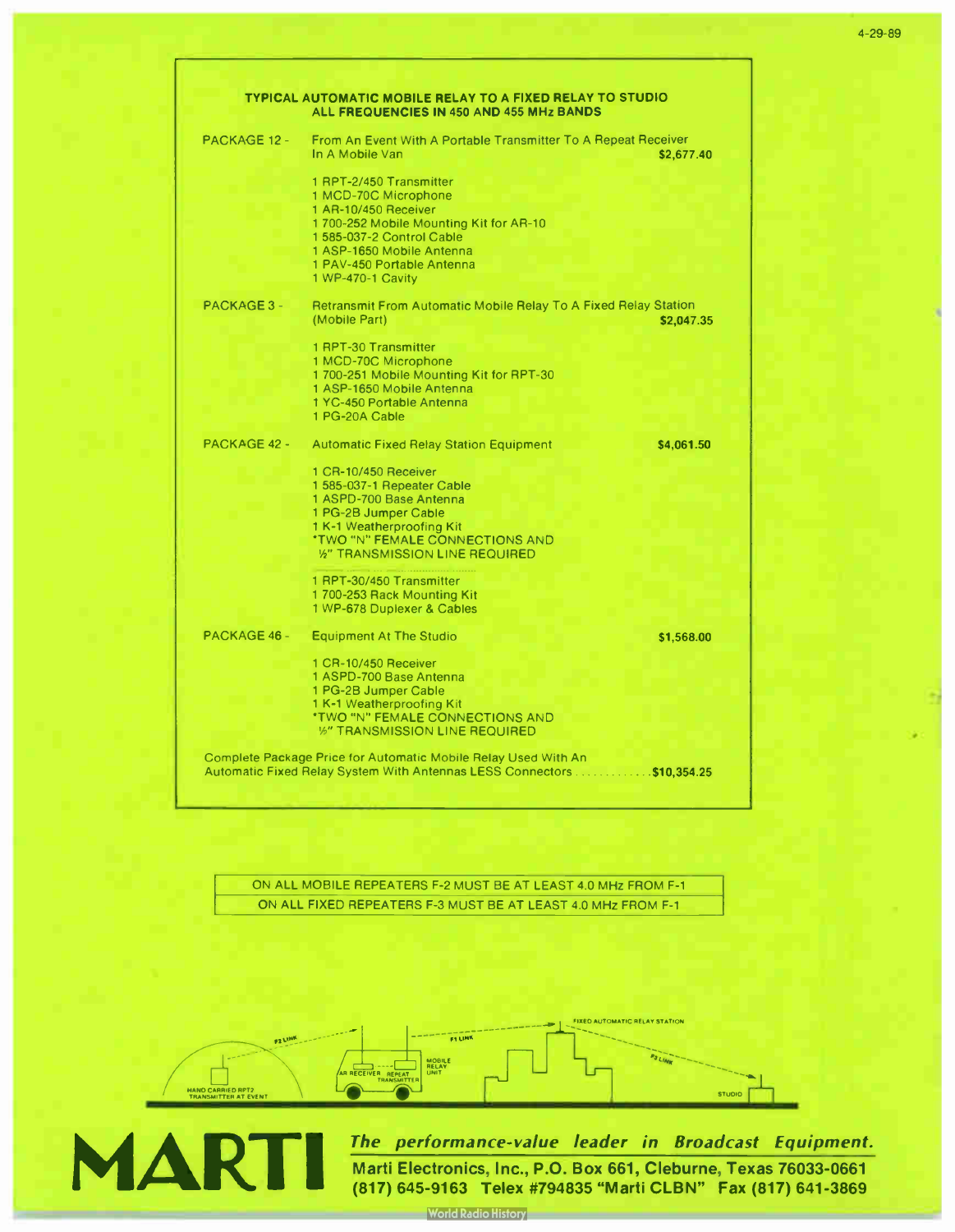4-29-89

## TYPICAL AUTOMATIC MOBILE RELAY TO A FIXED RELAY TO STUDIO
## ALL FREQUENCIES IN 450 AND 455 MHz BANDS

**PACKAGE 12 -** From An Event With A Portable Transmitter To A Repeat Receiver In A Mobile Van — **$2,677.40**

- 1 RPT-2/450 Transmitter
- 1 MCD-70C Microphone
- 1 AR-10/450 Receiver
- 1 700-252 Mobile Mounting Kit for AR-10
- 1 585-037-2 Control Cable
- 1 ASP-1650 Mobile Antenna
- 1 PAV-450 Portable Antenna
- 1 WP-470-1 Cavity

**PACKAGE 3 -** Retransmit From Automatic Mobile Relay To A Fixed Relay Station (Mobile Part) — **$2,047.35**

- 1 RPT-30 Transmitter
- 1 MCD-70C Microphone
- 1 700-251 Mobile Mounting Kit for RPT-30
- 1 ASP-1650 Mobile Antenna
- 1 YC-450 Portable Antenna
- 1 PG-20A Cable

**PACKAGE 42 -** Automatic Fixed Relay Station Equipment — **$4,061.50**

- 1 CR-10/450 Receiver
- 1 585-037-1 Repeater Cable
- 1 ASPD-700 Base Antenna
- 1 PG-2B Jumper Cable
- 1 K-1 Weatherproofing Kit
- *TWO "N" FEMALE CONNECTIONS AND ½" TRANSMISSION LINE REQUIRED

---

- 1 RPT-30/450 Transmitter
- 1 700-253 Rack Mounting Kit
- 1 WP-678 Duplexer & Cables

**PACKAGE 46 -** Equipment At The Studio — **$1,568.00**

- 1 CR-10/450 Receiver
- 1 ASPD-700 Base Antenna
- 1 PG-2B Jumper Cable
- 1 K-1 Weatherproofing Kit
- *TWO "N" FEMALE CONNECTIONS AND ½" TRANSMISSION LINE REQUIRED

Complete Package Price for Automatic Mobile Relay Used With An Automatic Fixed Relay System With Antennas LESS Connectors .............. **$10,354.25**

ON ALL MOBILE REPEATERS F-2 MUST BE AT LEAST 4.0 MHz FROM F-1

ON ALL FIXED REPEATERS F-3 MUST BE AT LEAST 4.0 MHz FROM F-1

F2 LINK
F1 LINK
F3 LINK
HAND CARRIED RPT2 TRANSMITTER AT EVENT
AR RECEIVER REPEAT TRANSMITTER
MOBILE RELAY UNIT
FIXED AUTOMATIC RELAY STATION
STUDIO

# MARTI

*The performance-value leader in Broadcast Equipment.*

**Marti Electronics, Inc., P.O. Box 661, Cleburne, Texas 76033-0661**
**(817) 645-9163 Telex #794835 "Marti CLBN" Fax (817) 641-3869**